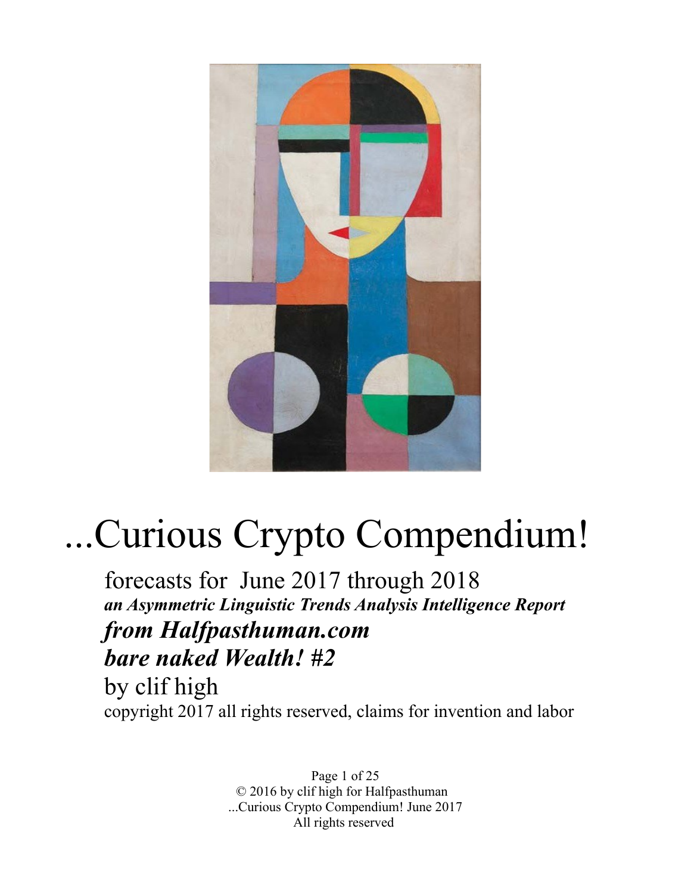# ...Curious Crypto Compendium!

forecasts for June 2017 through 2018

***an Asymmetric Linguistic Trends Analysis Intelligence Report***

***from Halfpasthuman.com***

***bare naked Wealth! #2***

by clif high

copyright 2017 all rights reserved, claims for invention and labor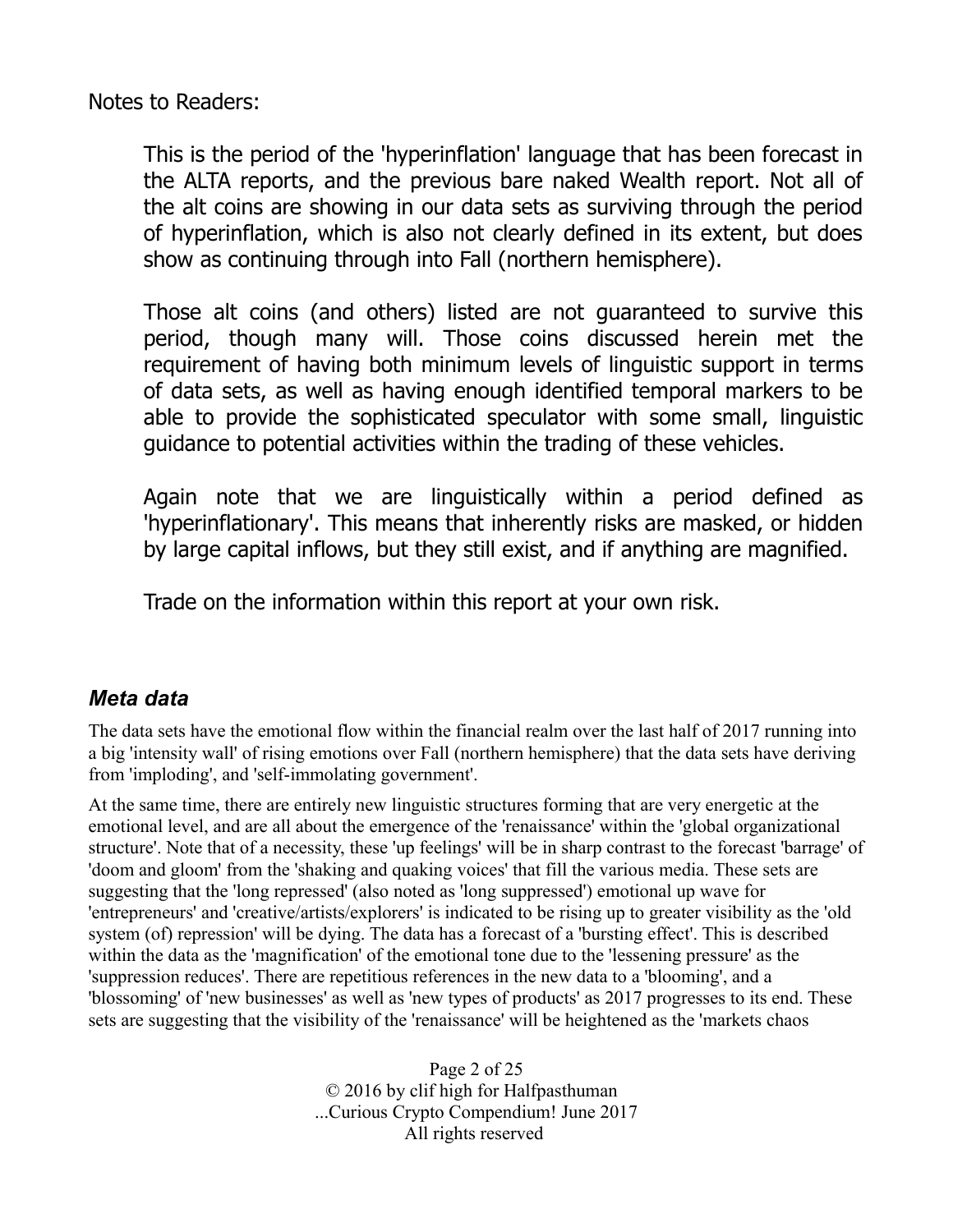Notes to Readers:

> This is the period of the 'hyperinflation' language that has been forecast in the ALTA reports, and the previous bare naked Wealth report. Not all of the alt coins are showing in our data sets as surviving through the period of hyperinflation, which is also not clearly defined in its extent, but does show as continuing through into Fall (northern hemisphere).
>
> Those alt coins (and others) listed are not guaranteed to survive this period, though many will. Those coins discussed herein met the requirement of having both minimum levels of linguistic support in terms of data sets, as well as having enough identified temporal markers to be able to provide the sophisticated speculator with some small, linguistic guidance to potential activities within the trading of these vehicles.
>
> Again note that we are linguistically within a period defined as 'hyperinflationary'. This means that inherently risks are masked, or hidden by large capital inflows, but they still exist, and if anything are magnified.
>
> Trade on the information within this report at your own risk.

## *Meta data*

The data sets have the emotional flow within the financial realm over the last half of 2017 running into a big 'intensity wall' of rising emotions over Fall (northern hemisphere) that the data sets have deriving from 'imploding', and 'self-immolating government'.

At the same time, there are entirely new linguistic structures forming that are very energetic at the emotional level, and are all about the emergence of the 'renaissance' within the 'global organizational structure'. Note that of a necessity, these 'up feelings' will be in sharp contrast to the forecast 'barrage' of 'doom and gloom' from the 'shaking and quaking voices' that fill the various media. These sets are suggesting that the 'long repressed' (also noted as 'long suppressed') emotional up wave for 'entrepreneurs' and 'creative/artists/explorers' is indicated to be rising up to greater visibility as the 'old system (of) repression' will be dying. The data has a forecast of a 'bursting effect'. This is described within the data as the 'magnification' of the emotional tone due to the 'lessening pressure' as the 'suppression reduces'. There are repetitious references in the new data to a 'blooming', and a 'blossoming' of 'new businesses' as well as 'new types of products' as 2017 progresses to its end. These sets are suggesting that the visibility of the 'renaissance' will be heightened as the 'markets chaos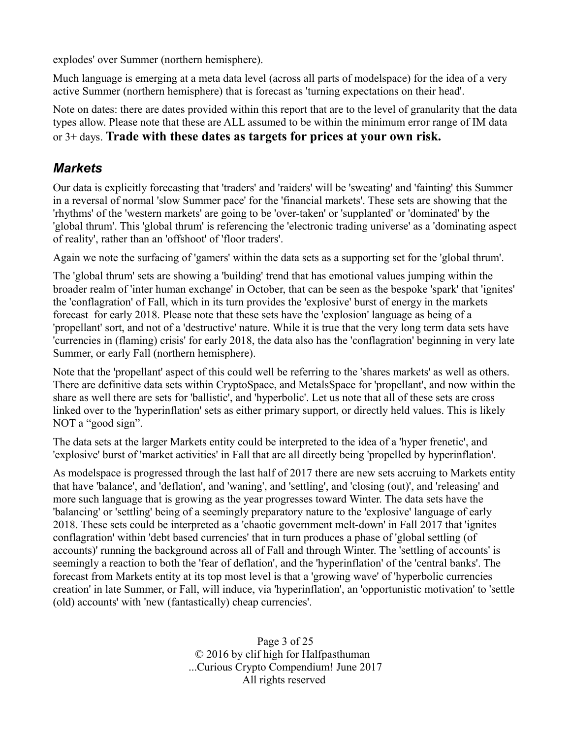explodes' over Summer (northern hemisphere).

Much language is emerging at a meta data level (across all parts of modelspace) for the idea of a very active Summer (northern hemisphere) that is forecast as 'turning expectations on their head'.

Note on dates: there are dates provided within this report that are to the level of granularity that the data types allow. Please note that these are ALL assumed to be within the minimum error range of IM data or 3+ days. **Trade with these dates as targets for prices at your own risk.**

## *Markets*

Our data is explicitly forecasting that 'traders' and 'raiders' will be 'sweating' and 'fainting' this Summer in a reversal of normal 'slow Summer pace' for the 'financial markets'. These sets are showing that the 'rhythms' of the 'western markets' are going to be 'over-taken' or 'supplanted' or 'dominated' by the 'global thrum'. This 'global thrum' is referencing the 'electronic trading universe' as a 'dominating aspect of reality', rather than an 'offshoot' of 'floor traders'.

Again we note the surfacing of 'gamers' within the data sets as a supporting set for the 'global thrum'.

The 'global thrum' sets are showing a 'building' trend that has emotional values jumping within the broader realm of 'inter human exchange' in October, that can be seen as the bespoke 'spark' that 'ignites' the 'conflagration' of Fall, which in its turn provides the 'explosive' burst of energy in the markets forecast for early 2018. Please note that these sets have the 'explosion' language as being of a 'propellant' sort, and not of a 'destructive' nature. While it is true that the very long term data sets have 'currencies in (flaming) crisis' for early 2018, the data also has the 'conflagration' beginning in very late Summer, or early Fall (northern hemisphere).

Note that the 'propellant' aspect of this could well be referring to the 'shares markets' as well as others. There are definitive data sets within CryptoSpace, and MetalsSpace for 'propellant', and now within the share as well there are sets for 'ballistic', and 'hyperbolic'. Let us note that all of these sets are cross linked over to the 'hyperinflation' sets as either primary support, or directly held values. This is likely NOT a "good sign".

The data sets at the larger Markets entity could be interpreted to the idea of a 'hyper frenetic', and 'explosive' burst of 'market activities' in Fall that are all directly being 'propelled by hyperinflation'.

As modelspace is progressed through the last half of 2017 there are new sets accruing to Markets entity that have 'balance', and 'deflation', and 'waning', and 'settling', and 'closing (out)', and 'releasing' and more such language that is growing as the year progresses toward Winter. The data sets have the 'balancing' or 'settling' being of a seemingly preparatory nature to the 'explosive' language of early 2018. These sets could be interpreted as a 'chaotic government melt-down' in Fall 2017 that 'ignites conflagration' within 'debt based currencies' that in turn produces a phase of 'global settling (of accounts)' running the background across all of Fall and through Winter. The 'settling of accounts' is seemingly a reaction to both the 'fear of deflation', and the 'hyperinflation' of the 'central banks'. The forecast from Markets entity at its top most level is that a 'growing wave' of 'hyperbolic currencies creation' in late Summer, or Fall, will induce, via 'hyperinflation', an 'opportunistic motivation' to 'settle (old) accounts' with 'new (fantastically) cheap currencies'.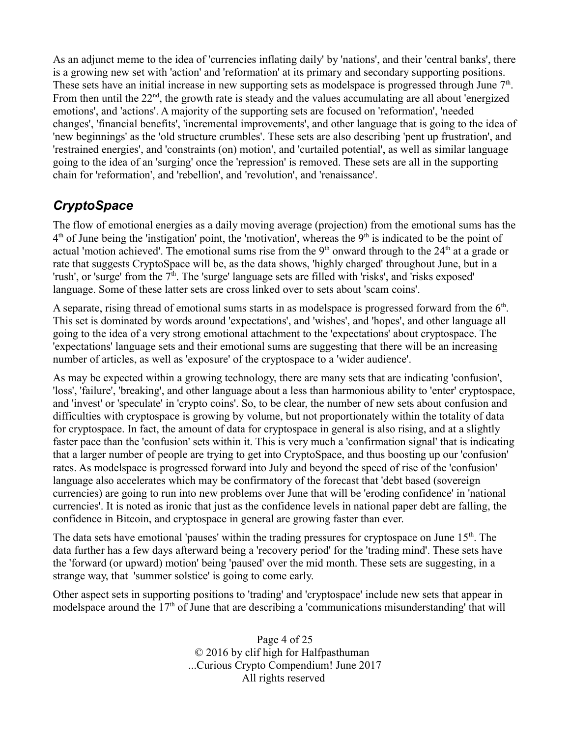As an adjunct meme to the idea of 'currencies inflating daily' by 'nations', and their 'central banks', there is a growing new set with 'action' and 'reformation' at its primary and secondary supporting positions. These sets have an initial increase in new supporting sets as modelspace is progressed through June 7th. From then until the 22nd, the growth rate is steady and the values accumulating are all about 'energized emotions', and 'actions'. A majority of the supporting sets are focused on 'reformation', 'needed changes', 'financial benefits', 'incremental improvements', and other language that is going to the idea of 'new beginnings' as the 'old structure crumbles'. These sets are also describing 'pent up frustration', and 'restrained energies', and 'constraints (on) motion', and 'curtailed potential', as well as similar language going to the idea of an 'surging' once the 'repression' is removed. These sets are all in the supporting chain for 'reformation', and 'rebellion', and 'revolution', and 'renaissance'.

## *CryptoSpace*

The flow of emotional energies as a daily moving average (projection) from the emotional sums has the 4th of June being the 'instigation' point, the 'motivation', whereas the 9th is indicated to be the point of actual 'motion achieved'. The emotional sums rise from the 9th onward through to the 24th at a grade or rate that suggests CryptoSpace will be, as the data shows, 'highly charged' throughout June, but in a 'rush', or 'surge' from the 7th. The 'surge' language sets are filled with 'risks', and 'risks exposed' language. Some of these latter sets are cross linked over to sets about 'scam coins'.

A separate, rising thread of emotional sums starts in as modelspace is progressed forward from the 6th. This set is dominated by words around 'expectations', and 'wishes', and 'hopes', and other language all going to the idea of a very strong emotional attachment to the 'expectations' about cryptospace. The 'expectations' language sets and their emotional sums are suggesting that there will be an increasing number of articles, as well as 'exposure' of the cryptospace to a 'wider audience'.

As may be expected within a growing technology, there are many sets that are indicating 'confusion', 'loss', 'failure', 'breaking', and other language about a less than harmonious ability to 'enter' cryptospace, and 'invest' or 'speculate' in 'crypto coins'. So, to be clear, the number of new sets about confusion and difficulties with cryptospace is growing by volume, but not proportionately within the totality of data for cryptospace. In fact, the amount of data for cryptospace in general is also rising, and at a slightly faster pace than the 'confusion' sets within it. This is very much a 'confirmation signal' that is indicating that a larger number of people are trying to get into CryptoSpace, and thus boosting up our 'confusion' rates. As modelspace is progressed forward into July and beyond the speed of rise of the 'confusion' language also accelerates which may be confirmatory of the forecast that 'debt based (sovereign currencies) are going to run into new problems over June that will be 'eroding confidence' in 'national currencies'. It is noted as ironic that just as the confidence levels in national paper debt are falling, the confidence in Bitcoin, and cryptospace in general are growing faster than ever.

The data sets have emotional 'pauses' within the trading pressures for cryptospace on June 15th. The data further has a few days afterward being a 'recovery period' for the 'trading mind'. These sets have the 'forward (or upward) motion' being 'paused' over the mid month. These sets are suggesting, in a strange way, that 'summer solstice' is going to come early.

Other aspect sets in supporting positions to 'trading' and 'cryptospace' include new sets that appear in modelspace around the 17th of June that are describing a 'communications misunderstanding' that will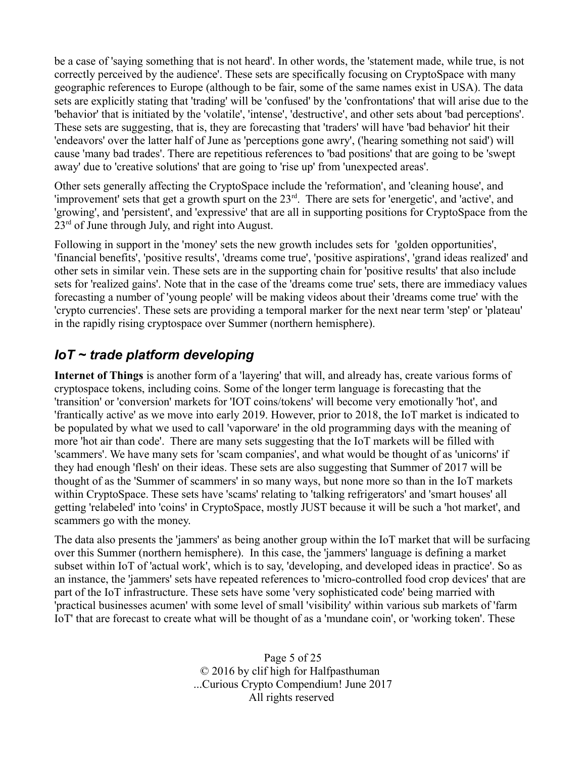be a case of 'saying something that is not heard'. In other words, the 'statement made, while true, is not correctly perceived by the audience'. These sets are specifically focusing on CryptoSpace with many geographic references to Europe (although to be fair, some of the same names exist in USA). The data sets are explicitly stating that 'trading' will be 'confused' by the 'confrontations' that will arise due to the 'behavior' that is initiated by the 'volatile', 'intense', 'destructive', and other sets about 'bad perceptions'. These sets are suggesting, that is, they are forecasting that 'traders' will have 'bad behavior' hit their 'endeavors' over the latter half of June as 'perceptions gone awry', ('hearing something not said') will cause 'many bad trades'. There are repetitious references to 'bad positions' that are going to be 'swept away' due to 'creative solutions' that are going to 'rise up' from 'unexpected areas'.

Other sets generally affecting the CryptoSpace include the 'reformation', and 'cleaning house', and 'improvement' sets that get a growth spurt on the 23rd. There are sets for 'energetic', and 'active', and 'growing', and 'persistent', and 'expressive' that are all in supporting positions for CryptoSpace from the 23rd of June through July, and right into August.

Following in support in the 'money' sets the new growth includes sets for 'golden opportunities', 'financial benefits', 'positive results', 'dreams come true', 'positive aspirations', 'grand ideas realized' and other sets in similar vein. These sets are in the supporting chain for 'positive results' that also include sets for 'realized gains'. Note that in the case of the 'dreams come true' sets, there are immediacy values forecasting a number of 'young people' will be making videos about their 'dreams come true' with the 'crypto currencies'. These sets are providing a temporal marker for the next near term 'step' or 'plateau' in the rapidly rising cryptospace over Summer (northern hemisphere).

## *IoT ~ trade platform developing*

**Internet of Things** is another form of a 'layering' that will, and already has, create various forms of cryptospace tokens, including coins. Some of the longer term language is forecasting that the 'transition' or 'conversion' markets for 'IOT coins/tokens' will become very emotionally 'hot', and 'frantically active' as we move into early 2019. However, prior to 2018, the IoT market is indicated to be populated by what we used to call 'vaporware' in the old programming days with the meaning of more 'hot air than code'. There are many sets suggesting that the IoT markets will be filled with 'scammers'. We have many sets for 'scam companies', and what would be thought of as 'unicorns' if they had enough 'flesh' on their ideas. These sets are also suggesting that Summer of 2017 will be thought of as the 'Summer of scammers' in so many ways, but none more so than in the IoT markets within CryptoSpace. These sets have 'scams' relating to 'talking refrigerators' and 'smart houses' all getting 'relabeled' into 'coins' in CryptoSpace, mostly JUST because it will be such a 'hot market', and scammers go with the money.

The data also presents the 'jammers' as being another group within the IoT market that will be surfacing over this Summer (northern hemisphere). In this case, the 'jammers' language is defining a market subset within IoT of 'actual work', which is to say, 'developing, and developed ideas in practice'. So as an instance, the 'jammers' sets have repeated references to 'micro-controlled food crop devices' that are part of the IoT infrastructure. These sets have some 'very sophisticated code' being married with 'practical businesses acumen' with some level of small 'visibility' within various sub markets of 'farm IoT' that are forecast to create what will be thought of as a 'mundane coin', or 'working token'. These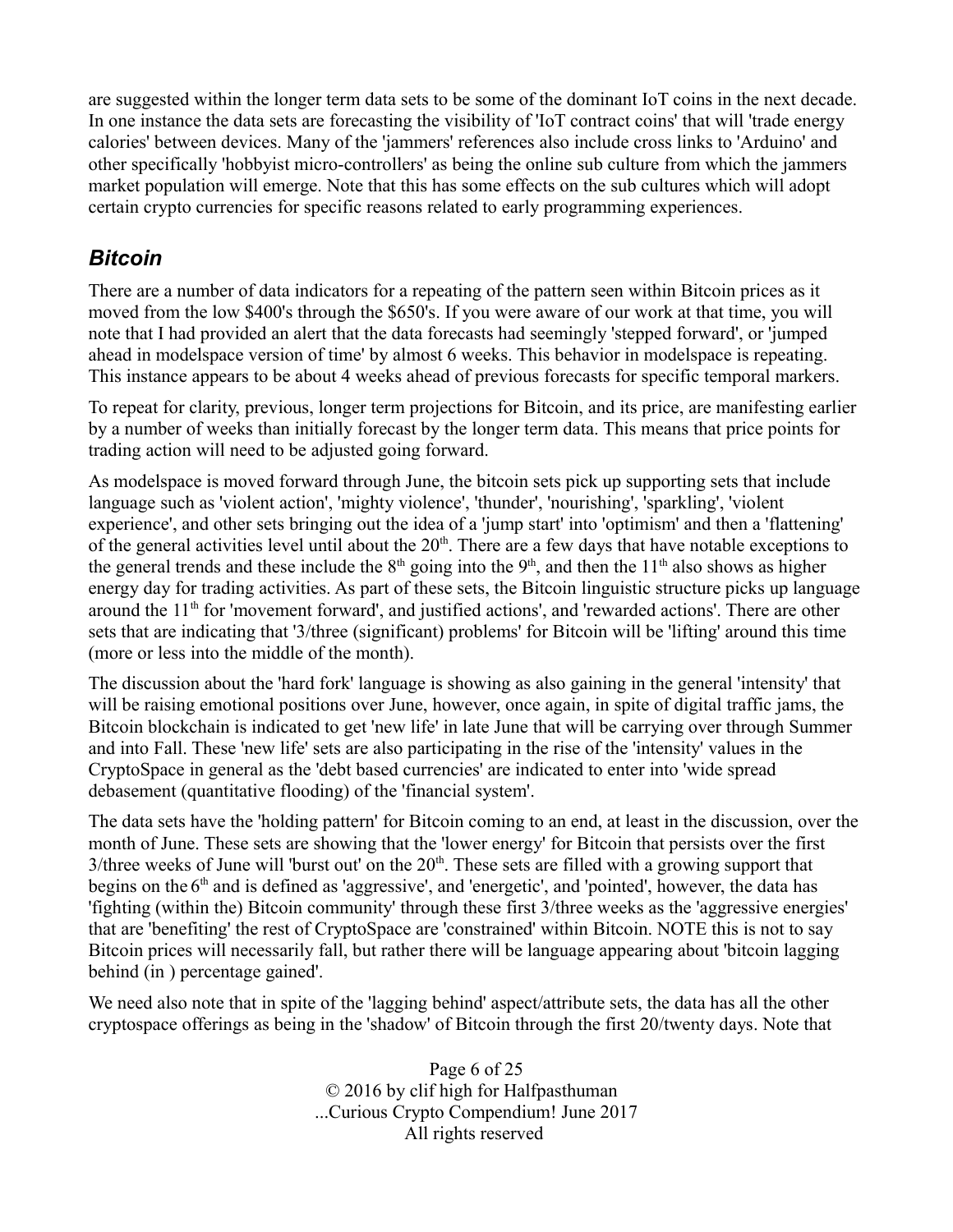are suggested within the longer term data sets to be some of the dominant IoT coins in the next decade. In one instance the data sets are forecasting the visibility of 'IoT contract coins' that will 'trade energy calories' between devices. Many of the 'jammers' references also include cross links to 'Arduino' and other specifically 'hobbyist micro-controllers' as being the online sub culture from which the jammers market population will emerge. Note that this has some effects on the sub cultures which will adopt certain crypto currencies for specific reasons related to early programming experiences.

## *Bitcoin*

There are a number of data indicators for a repeating of the pattern seen within Bitcoin prices as it moved from the low $400's through the $650's. If you were aware of our work at that time, you will note that I had provided an alert that the data forecasts had seemingly 'stepped forward', or 'jumped ahead in modelspace version of time' by almost 6 weeks. This behavior in modelspace is repeating. This instance appears to be about 4 weeks ahead of previous forecasts for specific temporal markers.

To repeat for clarity, previous, longer term projections for Bitcoin, and its price, are manifesting earlier by a number of weeks than initially forecast by the longer term data. This means that price points for trading action will need to be adjusted going forward.

As modelspace is moved forward through June, the bitcoin sets pick up supporting sets that include language such as 'violent action', 'mighty violence', 'thunder', 'nourishing', 'sparkling', 'violent experience', and other sets bringing out the idea of a 'jump start' into 'optimism' and then a 'flattening' of the general activities level until about the 20th. There are a few days that have notable exceptions to the general trends and these include the 8th going into the 9th, and then the 11th also shows as higher energy day for trading activities. As part of these sets, the Bitcoin linguistic structure picks up language around the 11th for 'movement forward', and justified actions', and 'rewarded actions'. There are other sets that are indicating that '3/three (significant) problems' for Bitcoin will be 'lifting' around this time (more or less into the middle of the month).

The discussion about the 'hard fork' language is showing as also gaining in the general 'intensity' that will be raising emotional positions over June, however, once again, in spite of digital traffic jams, the Bitcoin blockchain is indicated to get 'new life' in late June that will be carrying over through Summer and into Fall. These 'new life' sets are also participating in the rise of the 'intensity' values in the CryptoSpace in general as the 'debt based currencies' are indicated to enter into 'wide spread debasement (quantitative flooding) of the 'financial system'.

The data sets have the 'holding pattern' for Bitcoin coming to an end, at least in the discussion, over the month of June. These sets are showing that the 'lower energy' for Bitcoin that persists over the first 3/three weeks of June will 'burst out' on the 20th. These sets are filled with a growing support that begins on the 6th and is defined as 'aggressive', and 'energetic', and 'pointed', however, the data has 'fighting (within the) Bitcoin community' through these first 3/three weeks as the 'aggressive energies' that are 'benefiting' the rest of CryptoSpace are 'constrained' within Bitcoin. NOTE this is not to say Bitcoin prices will necessarily fall, but rather there will be language appearing about 'bitcoin lagging behind (in ) percentage gained'.

We need also note that in spite of the 'lagging behind' aspect/attribute sets, the data has all the other cryptospace offerings as being in the 'shadow' of Bitcoin through the first 20/twenty days. Note that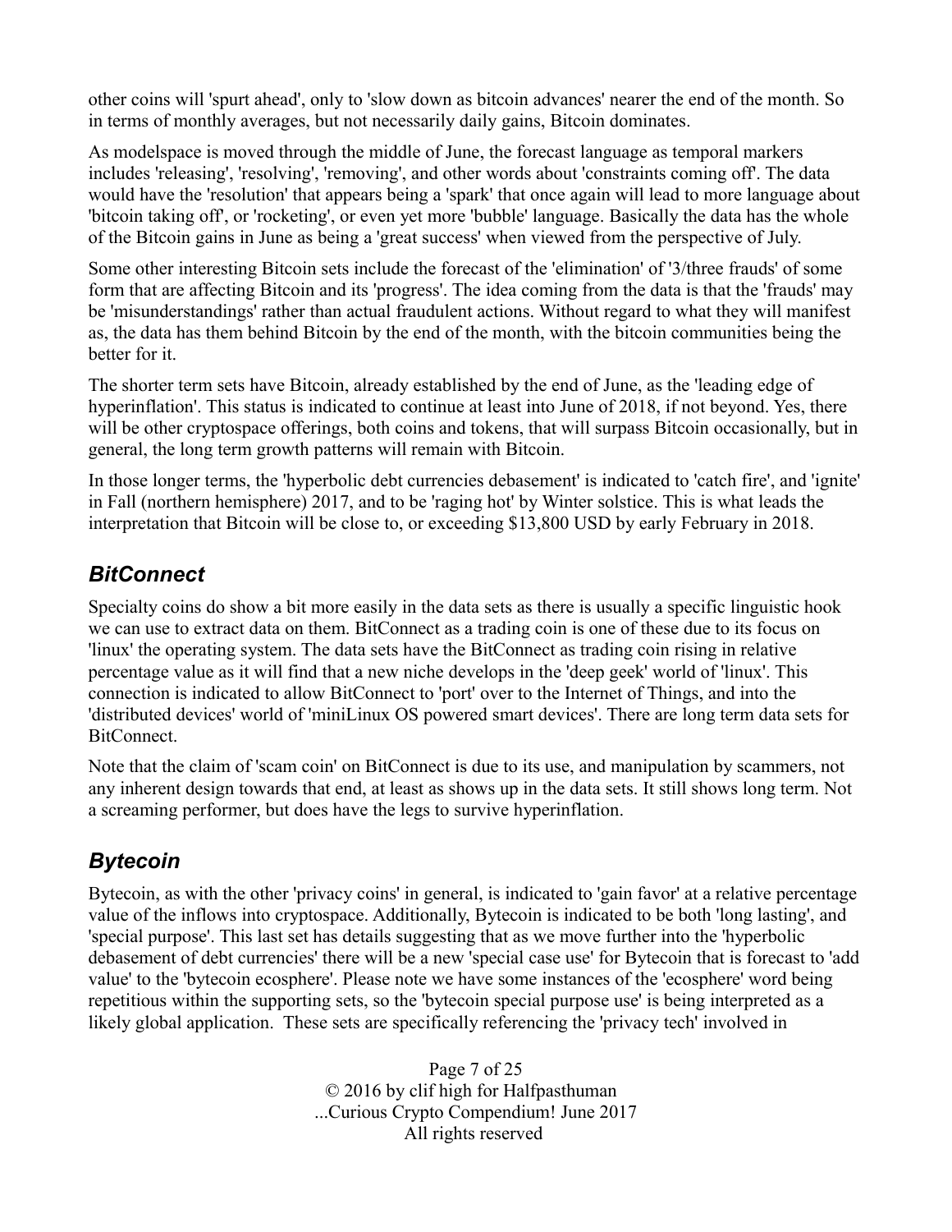other coins will 'spurt ahead', only to 'slow down as bitcoin advances' nearer the end of the month. So in terms of monthly averages, but not necessarily daily gains, Bitcoin dominates.

As modelspace is moved through the middle of June, the forecast language as temporal markers includes 'releasing', 'resolving', 'removing', and other words about 'constraints coming off'. The data would have the 'resolution' that appears being a 'spark' that once again will lead to more language about 'bitcoin taking off', or 'rocketing', or even yet more 'bubble' language. Basically the data has the whole of the Bitcoin gains in June as being a 'great success' when viewed from the perspective of July.

Some other interesting Bitcoin sets include the forecast of the 'elimination' of '3/three frauds' of some form that are affecting Bitcoin and its 'progress'. The idea coming from the data is that the 'frauds' may be 'misunderstandings' rather than actual fraudulent actions. Without regard to what they will manifest as, the data has them behind Bitcoin by the end of the month, with the bitcoin communities being the better for it.

The shorter term sets have Bitcoin, already established by the end of June, as the 'leading edge of hyperinflation'. This status is indicated to continue at least into June of 2018, if not beyond. Yes, there will be other cryptospace offerings, both coins and tokens, that will surpass Bitcoin occasionally, but in general, the long term growth patterns will remain with Bitcoin.

In those longer terms, the 'hyperbolic debt currencies debasement' is indicated to 'catch fire', and 'ignite' in Fall (northern hemisphere) 2017, and to be 'raging hot' by Winter solstice. This is what leads the interpretation that Bitcoin will be close to, or exceeding $13,800 USD by early February in 2018.

## *BitConnect*

Specialty coins do show a bit more easily in the data sets as there is usually a specific linguistic hook we can use to extract data on them. BitConnect as a trading coin is one of these due to its focus on 'linux' the operating system. The data sets have the BitConnect as trading coin rising in relative percentage value as it will find that a new niche develops in the 'deep geek' world of 'linux'. This connection is indicated to allow BitConnect to 'port' over to the Internet of Things, and into the 'distributed devices' world of 'miniLinux OS powered smart devices'. There are long term data sets for BitConnect.

Note that the claim of 'scam coin' on BitConnect is due to its use, and manipulation by scammers, not any inherent design towards that end, at least as shows up in the data sets. It still shows long term. Not a screaming performer, but does have the legs to survive hyperinflation.

## *Bytecoin*

Bytecoin, as with the other 'privacy coins' in general, is indicated to 'gain favor' at a relative percentage value of the inflows into cryptospace. Additionally, Bytecoin is indicated to be both 'long lasting', and 'special purpose'. This last set has details suggesting that as we move further into the 'hyperbolic debasement of debt currencies' there will be a new 'special case use' for Bytecoin that is forecast to 'add value' to the 'bytecoin ecosphere'. Please note we have some instances of the 'ecosphere' word being repetitious within the supporting sets, so the 'bytecoin special purpose use' is being interpreted as a likely global application. These sets are specifically referencing the 'privacy tech' involved in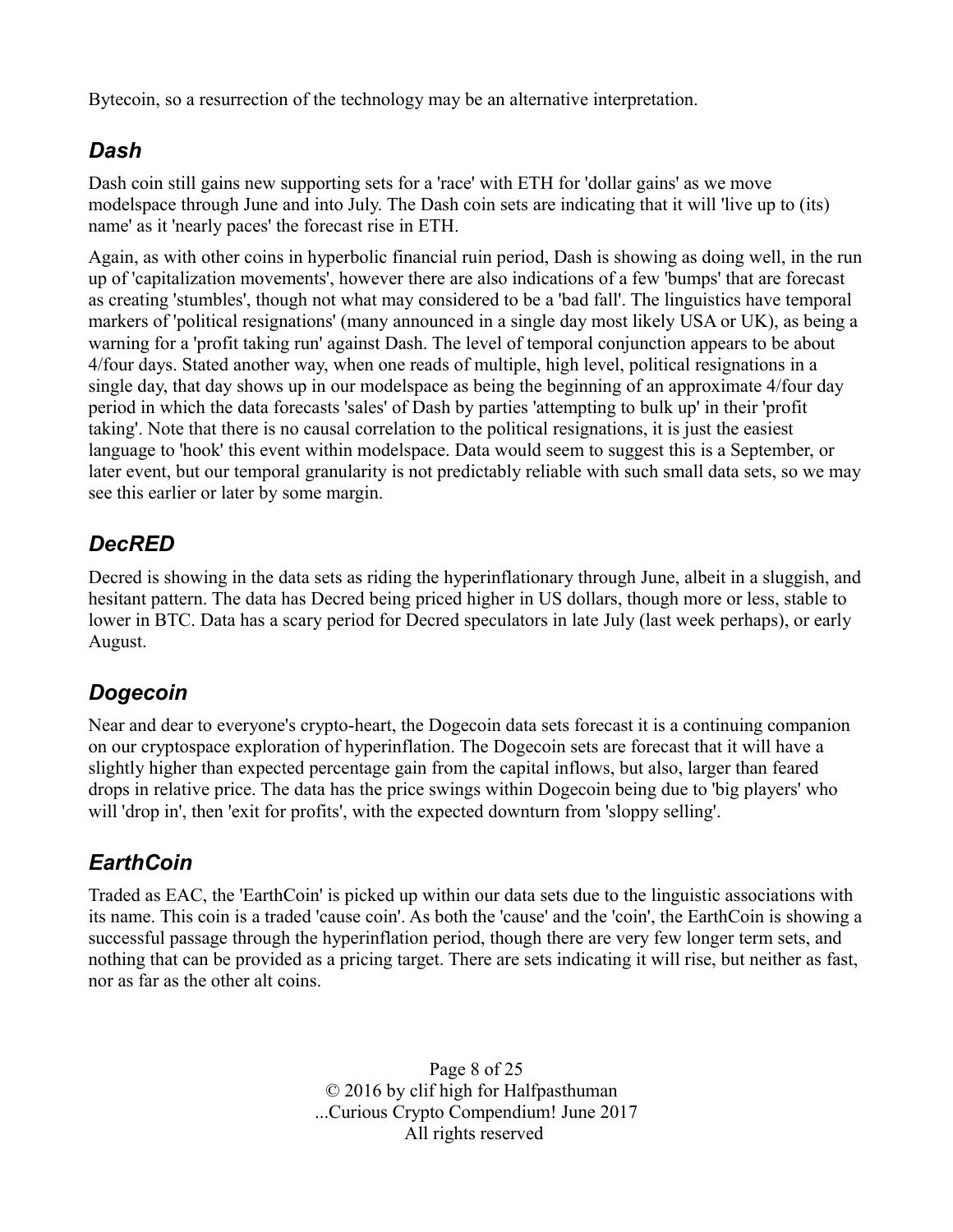Bytecoin, so a resurrection of the technology may be an alternative interpretation.

## *Dash*

Dash coin still gains new supporting sets for a 'race' with ETH for 'dollar gains' as we move modelspace through June and into July. The Dash coin sets are indicating that it will 'live up to (its) name' as it 'nearly paces' the forecast rise in ETH.

Again, as with other coins in hyperbolic financial ruin period, Dash is showing as doing well, in the run up of 'capitalization movements', however there are also indications of a few 'bumps' that are forecast as creating 'stumbles', though not what may considered to be a 'bad fall'. The linguistics have temporal markers of 'political resignations' (many announced in a single day most likely USA or UK), as being a warning for a 'profit taking run' against Dash. The level of temporal conjunction appears to be about 4/four days. Stated another way, when one reads of multiple, high level, political resignations in a single day, that day shows up in our modelspace as being the beginning of an approximate 4/four day period in which the data forecasts 'sales' of Dash by parties 'attempting to bulk up' in their 'profit taking'. Note that there is no causal correlation to the political resignations, it is just the easiest language to 'hook' this event within modelspace. Data would seem to suggest this is a September, or later event, but our temporal granularity is not predictably reliable with such small data sets, so we may see this earlier or later by some margin.

## *DecRED*

Decred is showing in the data sets as riding the hyperinflationary through June, albeit in a sluggish, and hesitant pattern. The data has Decred being priced higher in US dollars, though more or less, stable to lower in BTC. Data has a scary period for Decred speculators in late July (last week perhaps), or early August.

## *Dogecoin*

Near and dear to everyone's crypto-heart, the Dogecoin data sets forecast it is a continuing companion on our cryptospace exploration of hyperinflation. The Dogecoin sets are forecast that it will have a slightly higher than expected percentage gain from the capital inflows, but also, larger than feared drops in relative price. The data has the price swings within Dogecoin being due to 'big players' who will 'drop in', then 'exit for profits', with the expected downturn from 'sloppy selling'.

## *EarthCoin*

Traded as EAC, the 'EarthCoin' is picked up within our data sets due to the linguistic associations with its name. This coin is a traded 'cause coin'. As both the 'cause' and the 'coin', the EarthCoin is showing a successful passage through the hyperinflation period, though there are very few longer term sets, and nothing that can be provided as a pricing target. There are sets indicating it will rise, but neither as fast, nor as far as the other alt coins.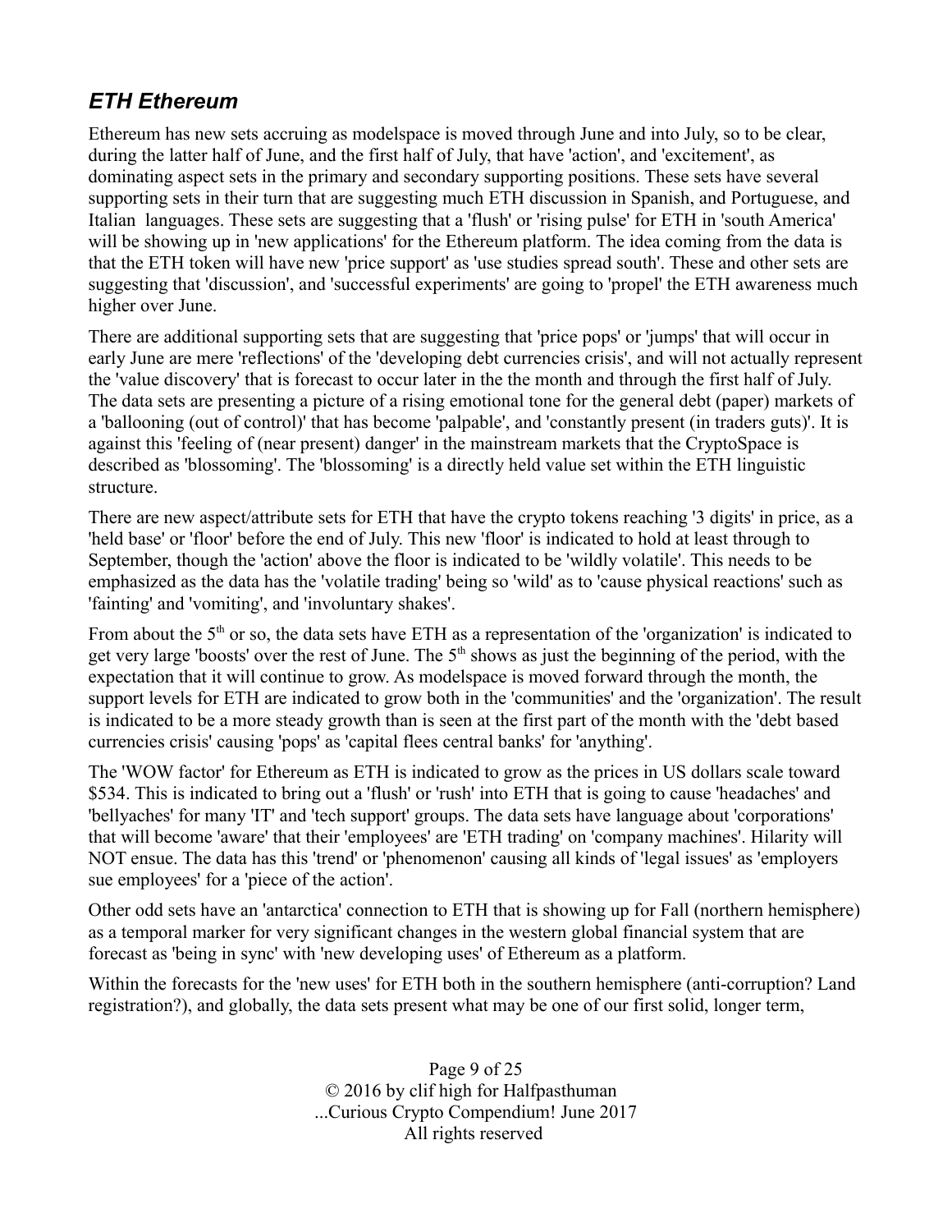### *ETH Ethereum*

Ethereum has new sets accruing as modelspace is moved through June and into July, so to be clear, during the latter half of June, and the first half of July, that have 'action', and 'excitement', as dominating aspect sets in the primary and secondary supporting positions. These sets have several supporting sets in their turn that are suggesting much ETH discussion in Spanish, and Portuguese, and Italian languages. These sets are suggesting that a 'flush' or 'rising pulse' for ETH in 'south America' will be showing up in 'new applications' for the Ethereum platform. The idea coming from the data is that the ETH token will have new 'price support' as 'use studies spread south'. These and other sets are suggesting that 'discussion', and 'successful experiments' are going to 'propel' the ETH awareness much higher over June.

There are additional supporting sets that are suggesting that 'price pops' or 'jumps' that will occur in early June are mere 'reflections' of the 'developing debt currencies crisis', and will not actually represent the 'value discovery' that is forecast to occur later in the the month and through the first half of July. The data sets are presenting a picture of a rising emotional tone for the general debt (paper) markets of a 'ballooning (out of control)' that has become 'palpable', and 'constantly present (in traders guts)'. It is against this 'feeling of (near present) danger' in the mainstream markets that the CryptoSpace is described as 'blossoming'. The 'blossoming' is a directly held value set within the ETH linguistic structure.

There are new aspect/attribute sets for ETH that have the crypto tokens reaching '3 digits' in price, as a 'held base' or 'floor' before the end of July. This new 'floor' is indicated to hold at least through to September, though the 'action' above the floor is indicated to be 'wildly volatile'. This needs to be emphasized as the data has the 'volatile trading' being so 'wild' as to 'cause physical reactions' such as 'fainting' and 'vomiting', and 'involuntary shakes'.

From about the 5th or so, the data sets have ETH as a representation of the 'organization' is indicated to get very large 'boosts' over the rest of June. The 5th shows as just the beginning of the period, with the expectation that it will continue to grow. As modelspace is moved forward through the month, the support levels for ETH are indicated to grow both in the 'communities' and the 'organization'. The result is indicated to be a more steady growth than is seen at the first part of the month with the 'debt based currencies crisis' causing 'pops' as 'capital flees central banks' for 'anything'.

The 'WOW factor' for Ethereum as ETH is indicated to grow as the prices in US dollars scale toward $534. This is indicated to bring out a 'flush' or 'rush' into ETH that is going to cause 'headaches' and 'bellyaches' for many 'IT' and 'tech support' groups. The data sets have language about 'corporations' that will become 'aware' that their 'employees' are 'ETH trading' on 'company machines'. Hilarity will NOT ensue. The data has this 'trend' or 'phenomenon' causing all kinds of 'legal issues' as 'employers sue employees' for a 'piece of the action'.

Other odd sets have an 'antarctica' connection to ETH that is showing up for Fall (northern hemisphere) as a temporal marker for very significant changes in the western global financial system that are forecast as 'being in sync' with 'new developing uses' of Ethereum as a platform.

Within the forecasts for the 'new uses' for ETH both in the southern hemisphere (anti-corruption? Land registration?), and globally, the data sets present what may be one of our first solid, longer term,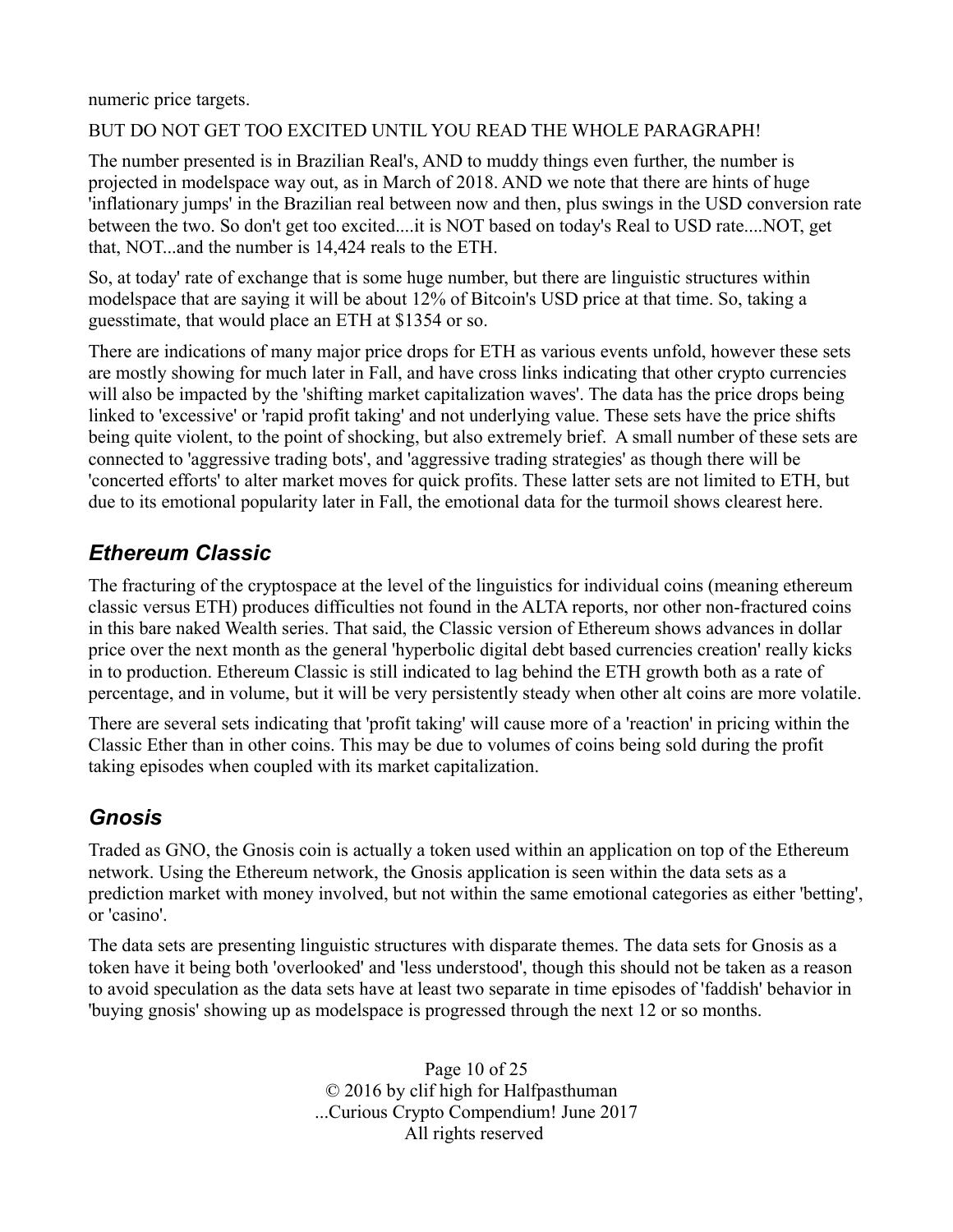numeric price targets.

BUT DO NOT GET TOO EXCITED UNTIL YOU READ THE WHOLE PARAGRAPH!

The number presented is in Brazilian Real's, AND to muddy things even further, the number is projected in modelspace way out, as in March of 2018. AND we note that there are hints of huge 'inflationary jumps' in the Brazilian real between now and then, plus swings in the USD conversion rate between the two. So don't get too excited....it is NOT based on today's Real to USD rate....NOT, get that, NOT...and the number is 14,424 reals to the ETH.

So, at today' rate of exchange that is some huge number, but there are linguistic structures within modelspace that are saying it will be about 12% of Bitcoin's USD price at that time. So, taking a guesstimate, that would place an ETH at $1354 or so.

There are indications of many major price drops for ETH as various events unfold, however these sets are mostly showing for much later in Fall, and have cross links indicating that other crypto currencies will also be impacted by the 'shifting market capitalization waves'. The data has the price drops being linked to 'excessive' or 'rapid profit taking' and not underlying value. These sets have the price shifts being quite violent, to the point of shocking, but also extremely brief. A small number of these sets are connected to 'aggressive trading bots', and 'aggressive trading strategies' as though there will be 'concerted efforts' to alter market moves for quick profits. These latter sets are not limited to ETH, but due to its emotional popularity later in Fall, the emotional data for the turmoil shows clearest here.

## *Ethereum Classic*

The fracturing of the cryptospace at the level of the linguistics for individual coins (meaning ethereum classic versus ETH) produces difficulties not found in the ALTA reports, nor other non-fractured coins in this bare naked Wealth series. That said, the Classic version of Ethereum shows advances in dollar price over the next month as the general 'hyperbolic digital debt based currencies creation' really kicks in to production. Ethereum Classic is still indicated to lag behind the ETH growth both as a rate of percentage, and in volume, but it will be very persistently steady when other alt coins are more volatile.

There are several sets indicating that 'profit taking' will cause more of a 'reaction' in pricing within the Classic Ether than in other coins. This may be due to volumes of coins being sold during the profit taking episodes when coupled with its market capitalization.

## *Gnosis*

Traded as GNO, the Gnosis coin is actually a token used within an application on top of the Ethereum network. Using the Ethereum network, the Gnosis application is seen within the data sets as a prediction market with money involved, but not within the same emotional categories as either 'betting', or 'casino'.

The data sets are presenting linguistic structures with disparate themes. The data sets for Gnosis as a token have it being both 'overlooked' and 'less understood', though this should not be taken as a reason to avoid speculation as the data sets have at least two separate in time episodes of 'faddish' behavior in 'buying gnosis' showing up as modelspace is progressed through the next 12 or so months.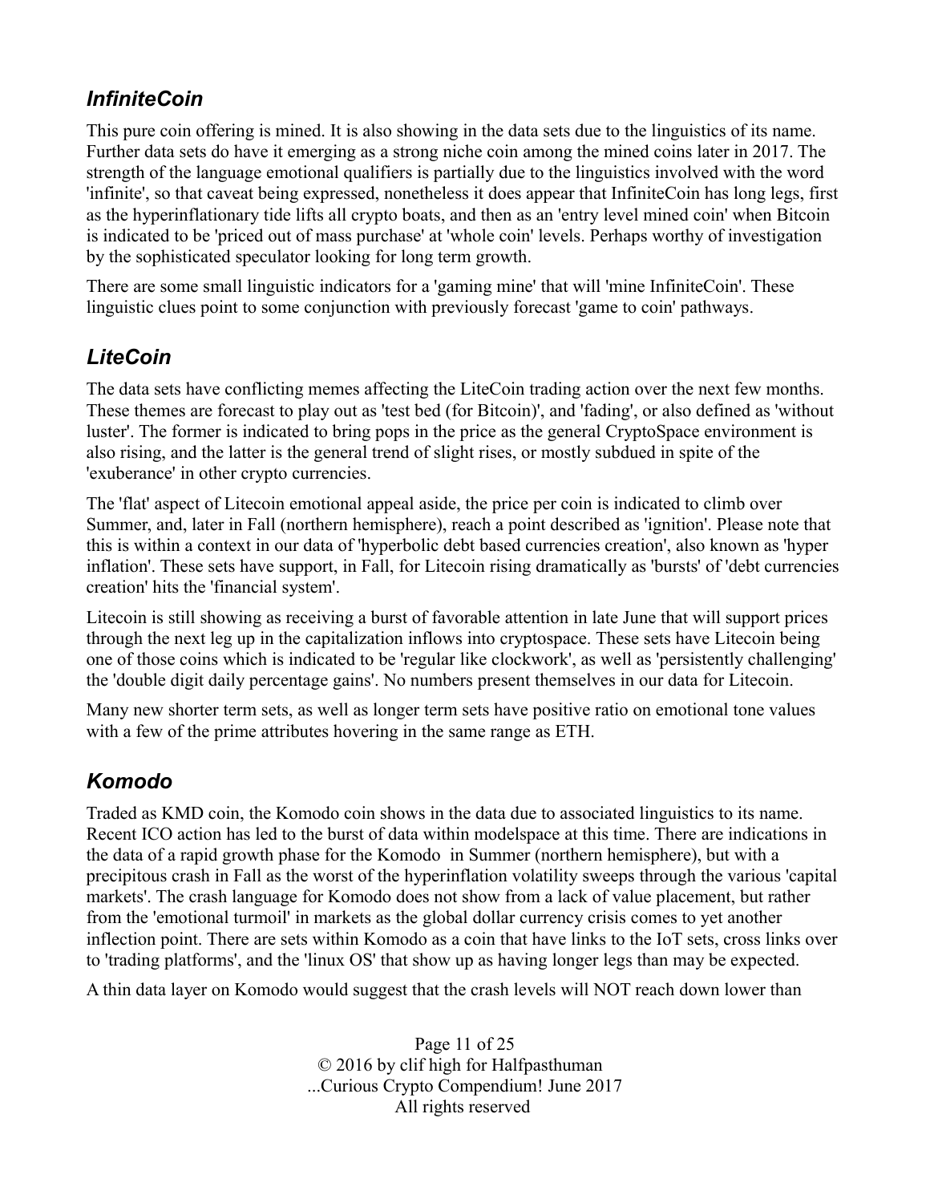### *InfiniteCoin*

This pure coin offering is mined. It is also showing in the data sets due to the linguistics of its name. Further data sets do have it emerging as a strong niche coin among the mined coins later in 2017. The strength of the language emotional qualifiers is partially due to the linguistics involved with the word 'infinite', so that caveat being expressed, nonetheless it does appear that InfiniteCoin has long legs, first as the hyperinflationary tide lifts all crypto boats, and then as an 'entry level mined coin' when Bitcoin is indicated to be 'priced out of mass purchase' at 'whole coin' levels. Perhaps worthy of investigation by the sophisticated speculator looking for long term growth.

There are some small linguistic indicators for a 'gaming mine' that will 'mine InfiniteCoin'. These linguistic clues point to some conjunction with previously forecast 'game to coin' pathways.

### *LiteCoin*

The data sets have conflicting memes affecting the LiteCoin trading action over the next few months. These themes are forecast to play out as 'test bed (for Bitcoin)', and 'fading', or also defined as 'without luster'. The former is indicated to bring pops in the price as the general CryptoSpace environment is also rising, and the latter is the general trend of slight rises, or mostly subdued in spite of the 'exuberance' in other crypto currencies.

The 'flat' aspect of Litecoin emotional appeal aside, the price per coin is indicated to climb over Summer, and, later in Fall (northern hemisphere), reach a point described as 'ignition'. Please note that this is within a context in our data of 'hyperbolic debt based currencies creation', also known as 'hyper inflation'. These sets have support, in Fall, for Litecoin rising dramatically as 'bursts' of 'debt currencies creation' hits the 'financial system'.

Litecoin is still showing as receiving a burst of favorable attention in late June that will support prices through the next leg up in the capitalization inflows into cryptospace. These sets have Litecoin being one of those coins which is indicated to be 'regular like clockwork', as well as 'persistently challenging' the 'double digit daily percentage gains'. No numbers present themselves in our data for Litecoin.

Many new shorter term sets, as well as longer term sets have positive ratio on emotional tone values with a few of the prime attributes hovering in the same range as ETH.

### *Komodo*

Traded as KMD coin, the Komodo coin shows in the data due to associated linguistics to its name. Recent ICO action has led to the burst of data within modelspace at this time. There are indications in the data of a rapid growth phase for the Komodo  in Summer (northern hemisphere), but with a precipitous crash in Fall as the worst of the hyperinflation volatility sweeps through the various 'capital markets'. The crash language for Komodo does not show from a lack of value placement, but rather from the 'emotional turmoil' in markets as the global dollar currency crisis comes to yet another inflection point. There are sets within Komodo as a coin that have links to the IoT sets, cross links over to 'trading platforms', and the 'linux OS' that show up as having longer legs than may be expected.

A thin data layer on Komodo would suggest that the crash levels will NOT reach down lower than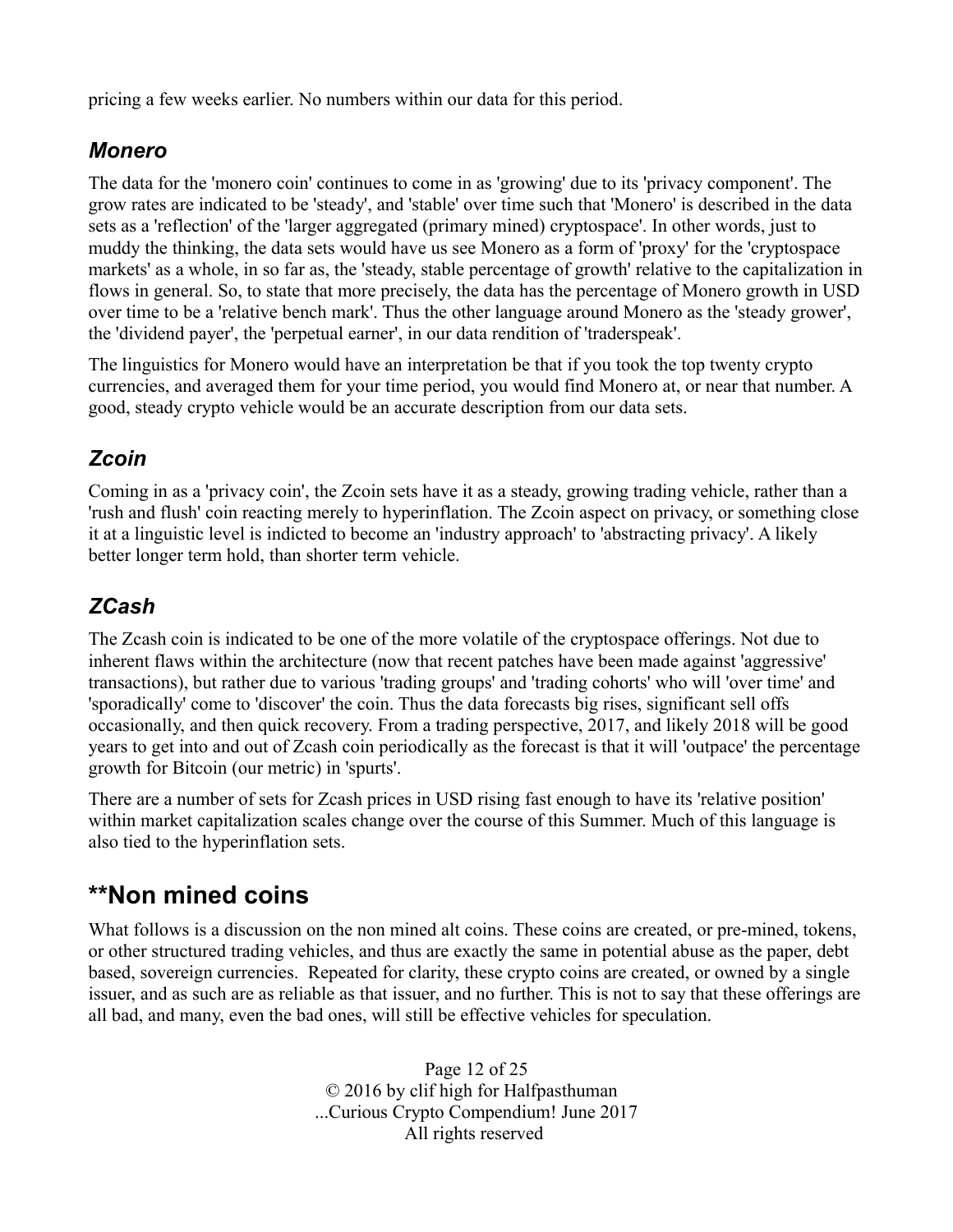pricing a few weeks earlier. No numbers within our data for this period.

### *Monero*

The data for the 'monero coin' continues to come in as 'growing' due to its 'privacy component'. The grow rates are indicated to be 'steady', and 'stable' over time such that 'Monero' is described in the data sets as a 'reflection' of the 'larger aggregated (primary mined) cryptospace'. In other words, just to muddy the thinking, the data sets would have us see Monero as a form of 'proxy' for the 'cryptospace markets' as a whole, in so far as, the 'steady, stable percentage of growth' relative to the capitalization in flows in general. So, to state that more precisely, the data has the percentage of Monero growth in USD over time to be a 'relative bench mark'. Thus the other language around Monero as the 'steady grower', the 'dividend payer', the 'perpetual earner', in our data rendition of 'traderspeak'.

The linguistics for Monero would have an interpretation be that if you took the top twenty crypto currencies, and averaged them for your time period, you would find Monero at, or near that number. A good, steady crypto vehicle would be an accurate description from our data sets.

### *Zcoin*

Coming in as a 'privacy coin', the Zcoin sets have it as a steady, growing trading vehicle, rather than a 'rush and flush' coin reacting merely to hyperinflation. The Zcoin aspect on privacy, or something close it at a linguistic level is indicted to become an 'industry approach' to 'abstracting privacy'. A likely better longer term hold, than shorter term vehicle.

### *ZCash*

The Zcash coin is indicated to be one of the more volatile of the cryptospace offerings. Not due to inherent flaws within the architecture (now that recent patches have been made against 'aggressive' transactions), but rather due to various 'trading groups' and 'trading cohorts' who will 'over time' and 'sporadically' come to 'discover' the coin. Thus the data forecasts big rises, significant sell offs occasionally, and then quick recovery. From a trading perspective, 2017, and likely 2018 will be good years to get into and out of Zcash coin periodically as the forecast is that it will 'outpace' the percentage growth for Bitcoin (our metric) in 'spurts'.

There are a number of sets for Zcash prices in USD rising fast enough to have its 'relative position' within market capitalization scales change over the course of this Summer. Much of this language is also tied to the hyperinflation sets.

## **Non mined coins

What follows is a discussion on the non mined alt coins. These coins are created, or pre-mined, tokens, or other structured trading vehicles, and thus are exactly the same in potential abuse as the paper, debt based, sovereign currencies. Repeated for clarity, these crypto coins are created, or owned by a single issuer, and as such are as reliable as that issuer, and no further. This is not to say that these offerings are all bad, and many, even the bad ones, will still be effective vehicles for speculation.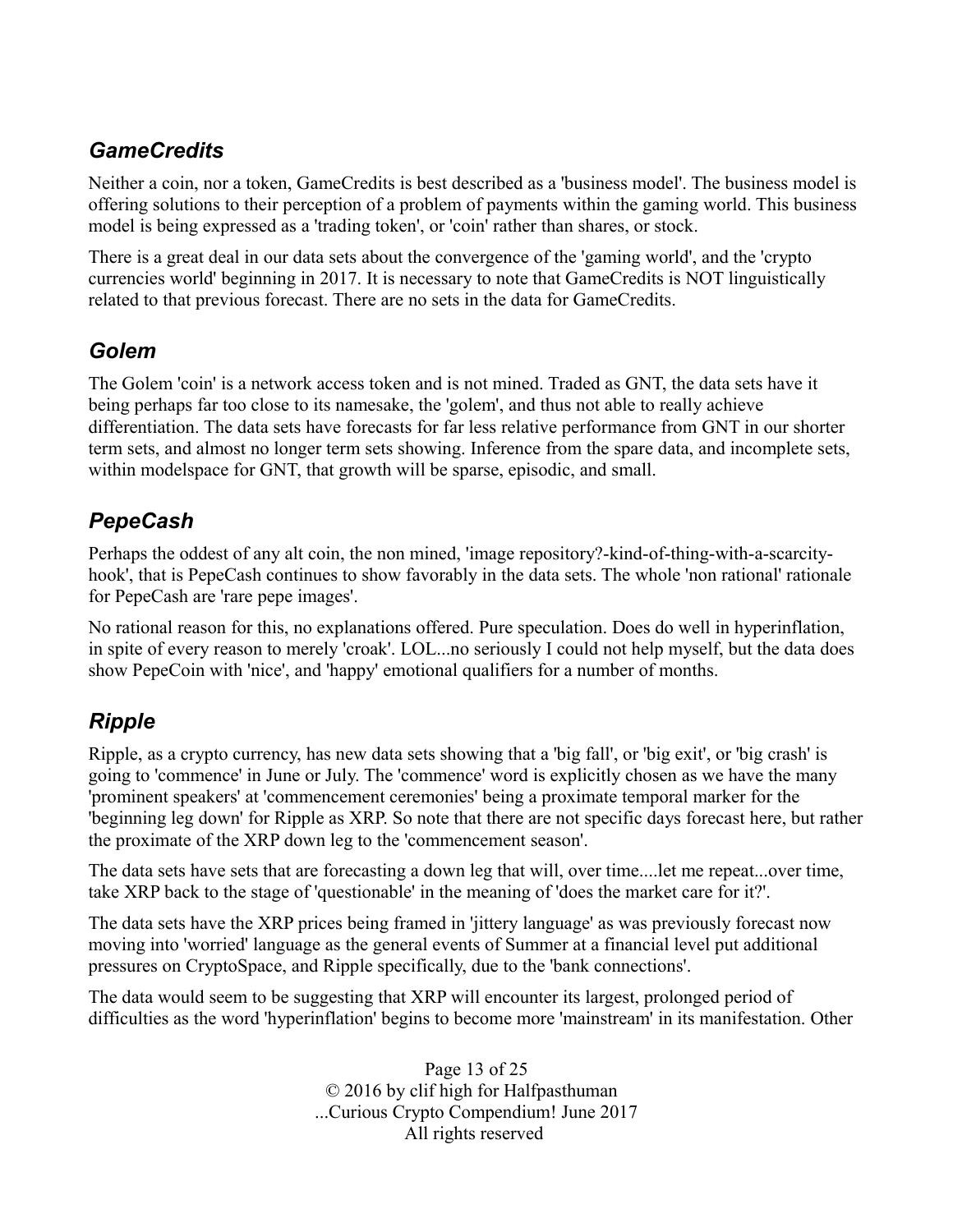### *GameCredits*

Neither a coin, nor a token, GameCredits is best described as a 'business model'. The business model is offering solutions to their perception of a problem of payments within the gaming world. This business model is being expressed as a 'trading token', or 'coin' rather than shares, or stock.

There is a great deal in our data sets about the convergence of the 'gaming world', and the 'crypto currencies world' beginning in 2017. It is necessary to note that GameCredits is NOT linguistically related to that previous forecast. There are no sets in the data for GameCredits.

### *Golem*

The Golem 'coin' is a network access token and is not mined. Traded as GNT, the data sets have it being perhaps far too close to its namesake, the 'golem', and thus not able to really achieve differentiation. The data sets have forecasts for far less relative performance from GNT in our shorter term sets, and almost no longer term sets showing. Inference from the spare data, and incomplete sets, within modelspace for GNT, that growth will be sparse, episodic, and small.

### *PepeCash*

Perhaps the oddest of any alt coin, the non mined, 'image repository?-kind-of-thing-with-a-scarcity-hook', that is PepeCash continues to show favorably in the data sets. The whole 'non rational' rationale for PepeCash are 'rare pepe images'.

No rational reason for this, no explanations offered. Pure speculation. Does do well in hyperinflation, in spite of every reason to merely 'croak'. LOL...no seriously I could not help myself, but the data does show PepeCoin with 'nice', and 'happy' emotional qualifiers for a number of months.

### *Ripple*

Ripple, as a crypto currency, has new data sets showing that a 'big fall', or 'big exit', or 'big crash' is going to 'commence' in June or July. The 'commence' word is explicitly chosen as we have the many 'prominent speakers' at 'commencement ceremonies' being a proximate temporal marker for the 'beginning leg down' for Ripple as XRP. So note that there are not specific days forecast here, but rather the proximate of the XRP down leg to the 'commencement season'.

The data sets have sets that are forecasting a down leg that will, over time....let me repeat...over time, take XRP back to the stage of 'questionable' in the meaning of 'does the market care for it?'.

The data sets have the XRP prices being framed in 'jittery language' as was previously forecast now moving into 'worried' language as the general events of Summer at a financial level put additional pressures on CryptoSpace, and Ripple specifically, due to the 'bank connections'.

The data would seem to be suggesting that XRP will encounter its largest, prolonged period of difficulties as the word 'hyperinflation' begins to become more 'mainstream' in its manifestation. Other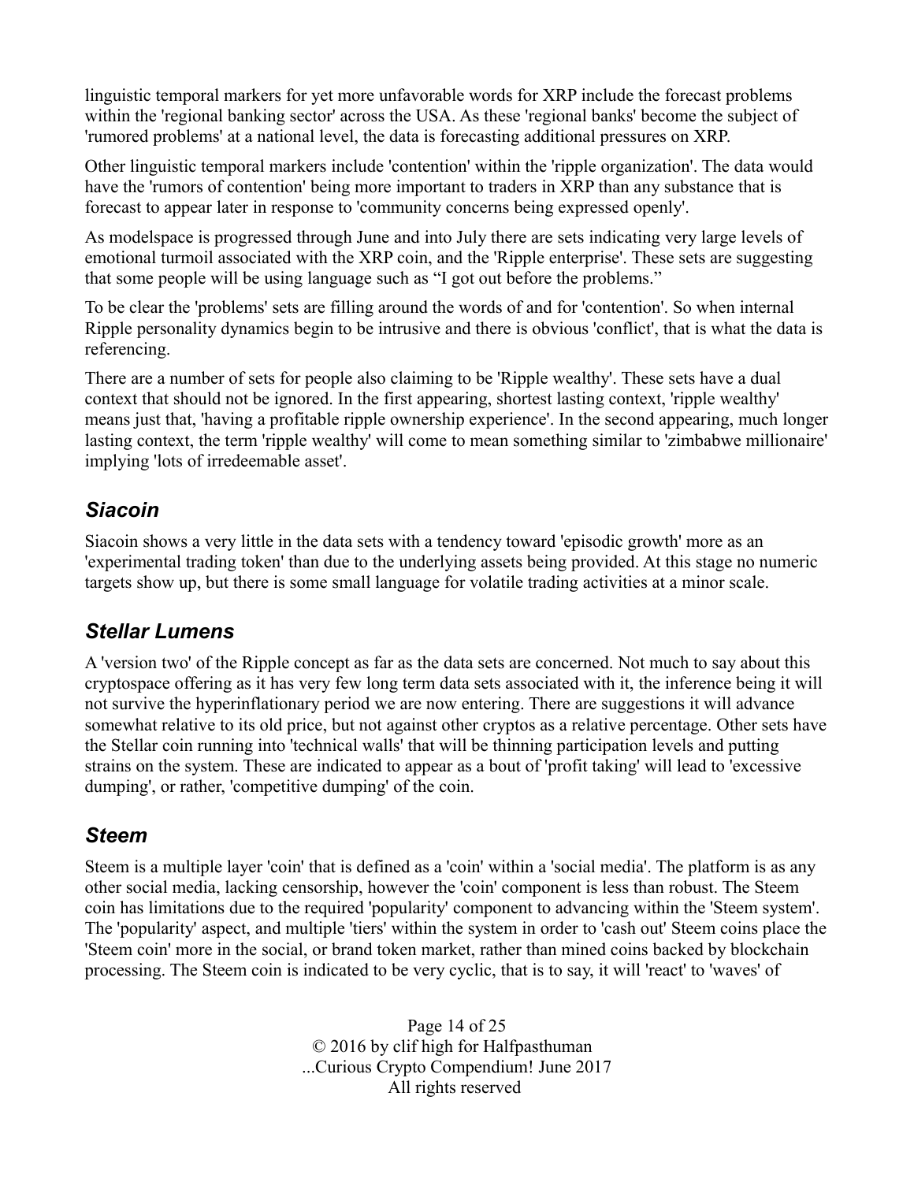linguistic temporal markers for yet more unfavorable words for XRP include the forecast problems within the 'regional banking sector' across the USA. As these 'regional banks' become the subject of 'rumored problems' at a national level, the data is forecasting additional pressures on XRP.

Other linguistic temporal markers include 'contention' within the 'ripple organization'. The data would have the 'rumors of contention' being more important to traders in XRP than any substance that is forecast to appear later in response to 'community concerns being expressed openly'.

As modelspace is progressed through June and into July there are sets indicating very large levels of emotional turmoil associated with the XRP coin, and the 'Ripple enterprise'. These sets are suggesting that some people will be using language such as “I got out before the problems.”

To be clear the 'problems' sets are filling around the words of and for 'contention'. So when internal Ripple personality dynamics begin to be intrusive and there is obvious 'conflict', that is what the data is referencing.

There are a number of sets for people also claiming to be 'Ripple wealthy'. These sets have a dual context that should not be ignored. In the first appearing, shortest lasting context, 'ripple wealthy' means just that, 'having a profitable ripple ownership experience'. In the second appearing, much longer lasting context, the term 'ripple wealthy' will come to mean something similar to 'zimbabwe millionaire' implying 'lots of irredeemable asset'.

## *Siacoin*

Siacoin shows a very little in the data sets with a tendency toward 'episodic growth' more as an 'experimental trading token' than due to the underlying assets being provided. At this stage no numeric targets show up, but there is some small language for volatile trading activities at a minor scale.

## *Stellar Lumens*

A 'version two' of the Ripple concept as far as the data sets are concerned. Not much to say about this cryptospace offering as it has very few long term data sets associated with it, the inference being it will not survive the hyperinflationary period we are now entering. There are suggestions it will advance somewhat relative to its old price, but not against other cryptos as a relative percentage. Other sets have the Stellar coin running into 'technical walls' that will be thinning participation levels and putting strains on the system. These are indicated to appear as a bout of 'profit taking' will lead to 'excessive dumping', or rather, 'competitive dumping' of the coin.

## *Steem*

Steem is a multiple layer 'coin' that is defined as a 'coin' within a 'social media'. The platform is as any other social media, lacking censorship, however the 'coin' component is less than robust. The Steem coin has limitations due to the required 'popularity' component to advancing within the 'Steem system'. The 'popularity' aspect, and multiple 'tiers' within the system in order to 'cash out' Steem coins place the 'Steem coin' more in the social, or brand token market, rather than mined coins backed by blockchain processing. The Steem coin is indicated to be very cyclic, that is to say, it will 'react' to 'waves' of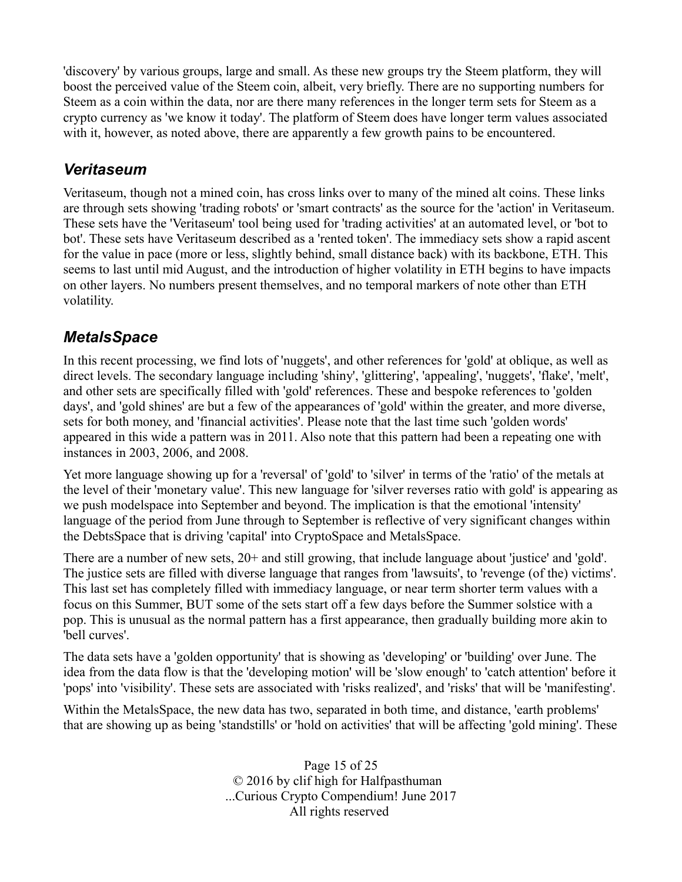'discovery' by various groups, large and small. As these new groups try the Steem platform, they will boost the perceived value of the Steem coin, albeit, very briefly. There are no supporting numbers for Steem as a coin within the data, nor are there many references in the longer term sets for Steem as a crypto currency as 'we know it today'. The platform of Steem does have longer term values associated with it, however, as noted above, there are apparently a few growth pains to be encountered.

## *Veritaseum*

Veritaseum, though not a mined coin, has cross links over to many of the mined alt coins. These links are through sets showing 'trading robots' or 'smart contracts' as the source for the 'action' in Veritaseum. These sets have the 'Veritaseum' tool being used for 'trading activities' at an automated level, or 'bot to bot'. These sets have Veritaseum described as a 'rented token'. The immediacy sets show a rapid ascent for the value in pace (more or less, slightly behind, small distance back) with its backbone, ETH. This seems to last until mid August, and the introduction of higher volatility in ETH begins to have impacts on other layers. No numbers present themselves, and no temporal markers of note other than ETH volatility.

## *MetalsSpace*

In this recent processing, we find lots of 'nuggets', and other references for 'gold' at oblique, as well as direct levels. The secondary language including 'shiny', 'glittering', 'appealing', 'nuggets', 'flake', 'melt', and other sets are specifically filled with 'gold' references. These and bespoke references to 'golden days', and 'gold shines' are but a few of the appearances of 'gold' within the greater, and more diverse, sets for both money, and 'financial activities'. Please note that the last time such 'golden words' appeared in this wide a pattern was in 2011. Also note that this pattern had been a repeating one with instances in 2003, 2006, and 2008.

Yet more language showing up for a 'reversal' of 'gold' to 'silver' in terms of the 'ratio' of the metals at the level of their 'monetary value'. This new language for 'silver reverses ratio with gold' is appearing as we push modelspace into September and beyond. The implication is that the emotional 'intensity' language of the period from June through to September is reflective of very significant changes within the DebtsSpace that is driving 'capital' into CryptoSpace and MetalsSpace.

There are a number of new sets, 20+ and still growing, that include language about 'justice' and 'gold'. The justice sets are filled with diverse language that ranges from 'lawsuits', to 'revenge (of the) victims'. This last set has completely filled with immediacy language, or near term shorter term values with a focus on this Summer, BUT some of the sets start off a few days before the Summer solstice with a pop. This is unusual as the normal pattern has a first appearance, then gradually building more akin to 'bell curves'.

The data sets have a 'golden opportunity' that is showing as 'developing' or 'building' over June. The idea from the data flow is that the 'developing motion' will be 'slow enough' to 'catch attention' before it 'pops' into 'visibility'. These sets are associated with 'risks realized', and 'risks' that will be 'manifesting'.

Within the MetalsSpace, the new data has two, separated in both time, and distance, 'earth problems' that are showing up as being 'standstills' or 'hold on activities' that will be affecting 'gold mining'. These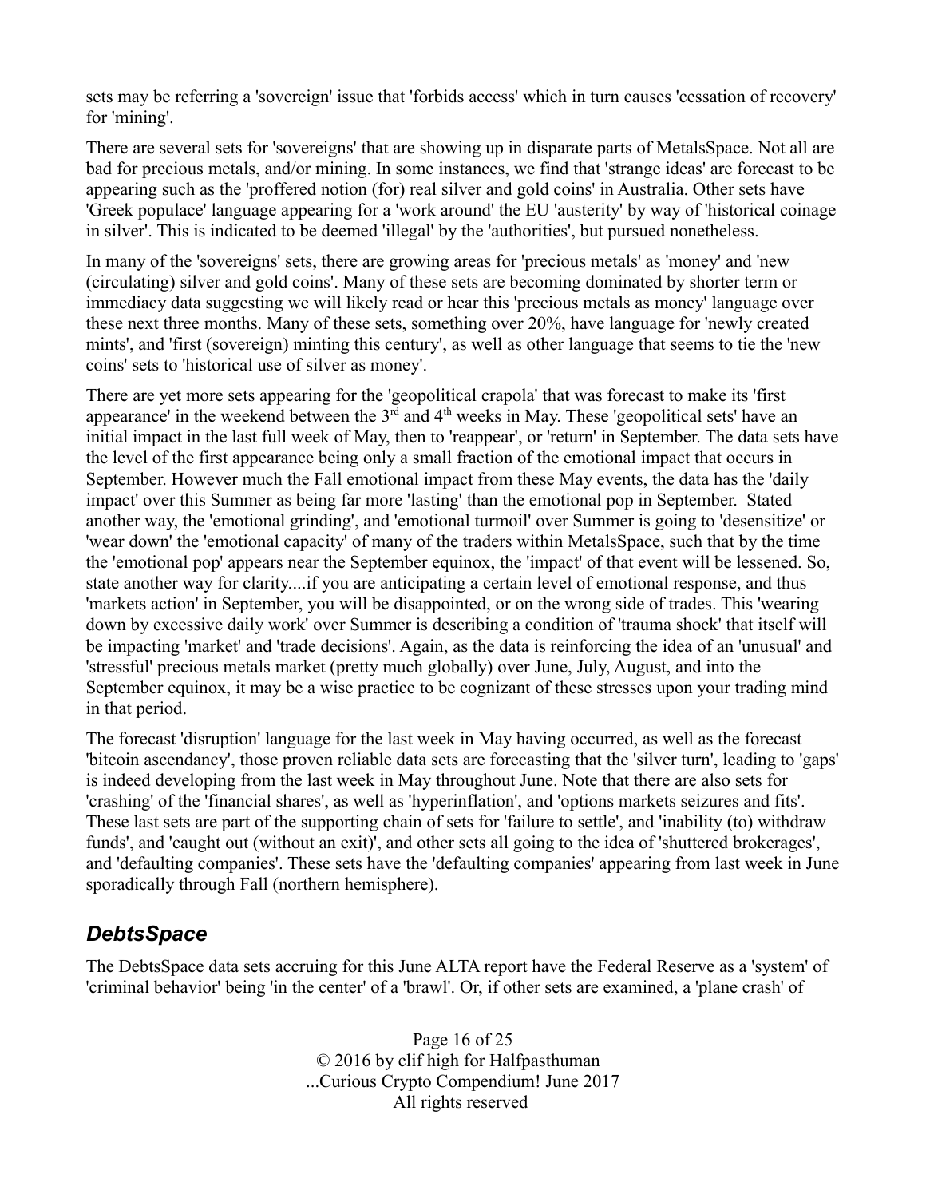sets may be referring a 'sovereign' issue that 'forbids access' which in turn causes 'cessation of recovery' for 'mining'.

There are several sets for 'sovereigns' that are showing up in disparate parts of MetalsSpace. Not all are bad for precious metals, and/or mining. In some instances, we find that 'strange ideas' are forecast to be appearing such as the 'proffered notion (for) real silver and gold coins' in Australia. Other sets have 'Greek populace' language appearing for a 'work around' the EU 'austerity' by way of 'historical coinage in silver'. This is indicated to be deemed 'illegal' by the 'authorities', but pursued nonetheless.

In many of the 'sovereigns' sets, there are growing areas for 'precious metals' as 'money' and 'new (circulating) silver and gold coins'. Many of these sets are becoming dominated by shorter term or immediacy data suggesting we will likely read or hear this 'precious metals as money' language over these next three months. Many of these sets, something over 20%, have language for 'newly created mints', and 'first (sovereign) minting this century', as well as other language that seems to tie the 'new coins' sets to 'historical use of silver as money'.

There are yet more sets appearing for the 'geopolitical crapola' that was forecast to make its 'first appearance' in the weekend between the 3rd and 4th weeks in May. These 'geopolitical sets' have an initial impact in the last full week of May, then to 'reappear', or 'return' in September. The data sets have the level of the first appearance being only a small fraction of the emotional impact that occurs in September. However much the Fall emotional impact from these May events, the data has the 'daily impact' over this Summer as being far more 'lasting' than the emotional pop in September. Stated another way, the 'emotional grinding', and 'emotional turmoil' over Summer is going to 'desensitize' or 'wear down' the 'emotional capacity' of many of the traders within MetalsSpace, such that by the time the 'emotional pop' appears near the September equinox, the 'impact' of that event will be lessened. So, state another way for clarity....if you are anticipating a certain level of emotional response, and thus 'markets action' in September, you will be disappointed, or on the wrong side of trades. This 'wearing down by excessive daily work' over Summer is describing a condition of 'trauma shock' that itself will be impacting 'market' and 'trade decisions'. Again, as the data is reinforcing the idea of an 'unusual' and 'stressful' precious metals market (pretty much globally) over June, July, August, and into the September equinox, it may be a wise practice to be cognizant of these stresses upon your trading mind in that period.

The forecast 'disruption' language for the last week in May having occurred, as well as the forecast 'bitcoin ascendancy', those proven reliable data sets are forecasting that the 'silver turn', leading to 'gaps' is indeed developing from the last week in May throughout June. Note that there are also sets for 'crashing' of the 'financial shares', as well as 'hyperinflation', and 'options markets seizures and fits'. These last sets are part of the supporting chain of sets for 'failure to settle', and 'inability (to) withdraw funds', and 'caught out (without an exit)', and other sets all going to the idea of 'shuttered brokerages', and 'defaulting companies'. These sets have the 'defaulting companies' appearing from last week in June sporadically through Fall (northern hemisphere).

## *DebtsSpace*

The DebtsSpace data sets accruing for this June ALTA report have the Federal Reserve as a 'system' of 'criminal behavior' being 'in the center' of a 'brawl'. Or, if other sets are examined, a 'plane crash' of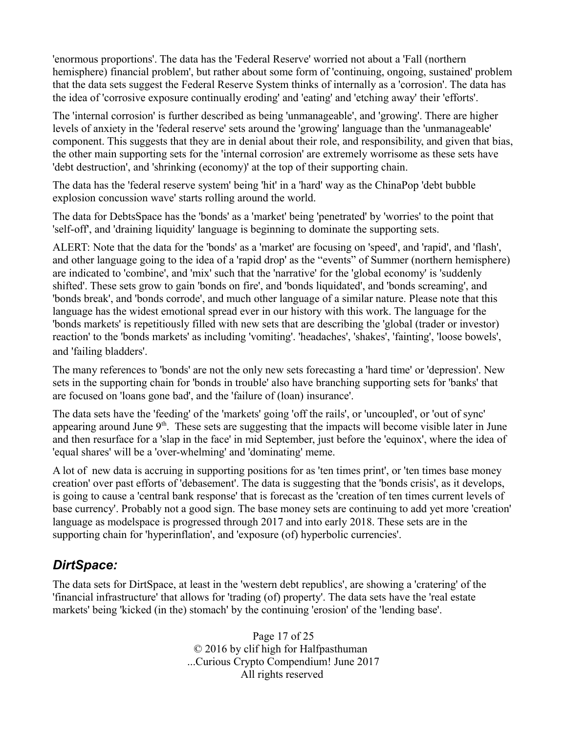'enormous proportions'. The data has the 'Federal Reserve' worried not about a 'Fall (northern hemisphere) financial problem', but rather about some form of 'continuing, ongoing, sustained' problem that the data sets suggest the Federal Reserve System thinks of internally as a 'corrosion'. The data has the idea of 'corrosive exposure continually eroding' and 'eating' and 'etching away' their 'efforts'.

The 'internal corrosion' is further described as being 'unmanageable', and 'growing'. There are higher levels of anxiety in the 'federal reserve' sets around the 'growing' language than the 'unmanageable' component. This suggests that they are in denial about their role, and responsibility, and given that bias, the other main supporting sets for the 'internal corrosion' are extremely worrisome as these sets have 'debt destruction', and 'shrinking (economy)' at the top of their supporting chain.

The data has the 'federal reserve system' being 'hit' in a 'hard' way as the ChinaPop 'debt bubble explosion concussion wave' starts rolling around the world.

The data for DebtsSpace has the 'bonds' as a 'market' being 'penetrated' by 'worries' to the point that 'self-off', and 'draining liquidity' language is beginning to dominate the supporting sets.

ALERT: Note that the data for the 'bonds' as a 'market' are focusing on 'speed', and 'rapid', and 'flash', and other language going to the idea of a 'rapid drop' as the "events" of Summer (northern hemisphere) are indicated to 'combine', and 'mix' such that the 'narrative' for the 'global economy' is 'suddenly shifted'. These sets grow to gain 'bonds on fire', and 'bonds liquidated', and 'bonds screaming', and 'bonds break', and 'bonds corrode', and much other language of a similar nature. Please note that this language has the widest emotional spread ever in our history with this work. The language for the 'bonds markets' is repetitiously filled with new sets that are describing the 'global (trader or investor) reaction' to the 'bonds markets' as including 'vomiting'. 'headaches', 'shakes', 'fainting', 'loose bowels', and 'failing bladders'.

The many references to 'bonds' are not the only new sets forecasting a 'hard time' or 'depression'. New sets in the supporting chain for 'bonds in trouble' also have branching supporting sets for 'banks' that are focused on 'loans gone bad', and the 'failure of (loan) insurance'.

The data sets have the 'feeding' of the 'markets' going 'off the rails', or 'uncoupled', or 'out of sync' appearing around June 9th. These sets are suggesting that the impacts will become visible later in June and then resurface for a 'slap in the face' in mid September, just before the 'equinox', where the idea of 'equal shares' will be a 'over-whelming' and 'dominating' meme.

A lot of new data is accruing in supporting positions for as 'ten times print', or 'ten times base money creation' over past efforts of 'debasement'. The data is suggesting that the 'bonds crisis', as it develops, is going to cause a 'central bank response' that is forecast as the 'creation of ten times current levels of base currency'. Probably not a good sign. The base money sets are continuing to add yet more 'creation' language as modelspace is progressed through 2017 and into early 2018. These sets are in the supporting chain for 'hyperinflation', and 'exposure (of) hyperbolic currencies'.

## *DirtSpace:*

The data sets for DirtSpace, at least in the 'western debt republics', are showing a 'cratering' of the 'financial infrastructure' that allows for 'trading (of) property'. The data sets have the 'real estate markets' being 'kicked (in the) stomach' by the continuing 'erosion' of the 'lending base'.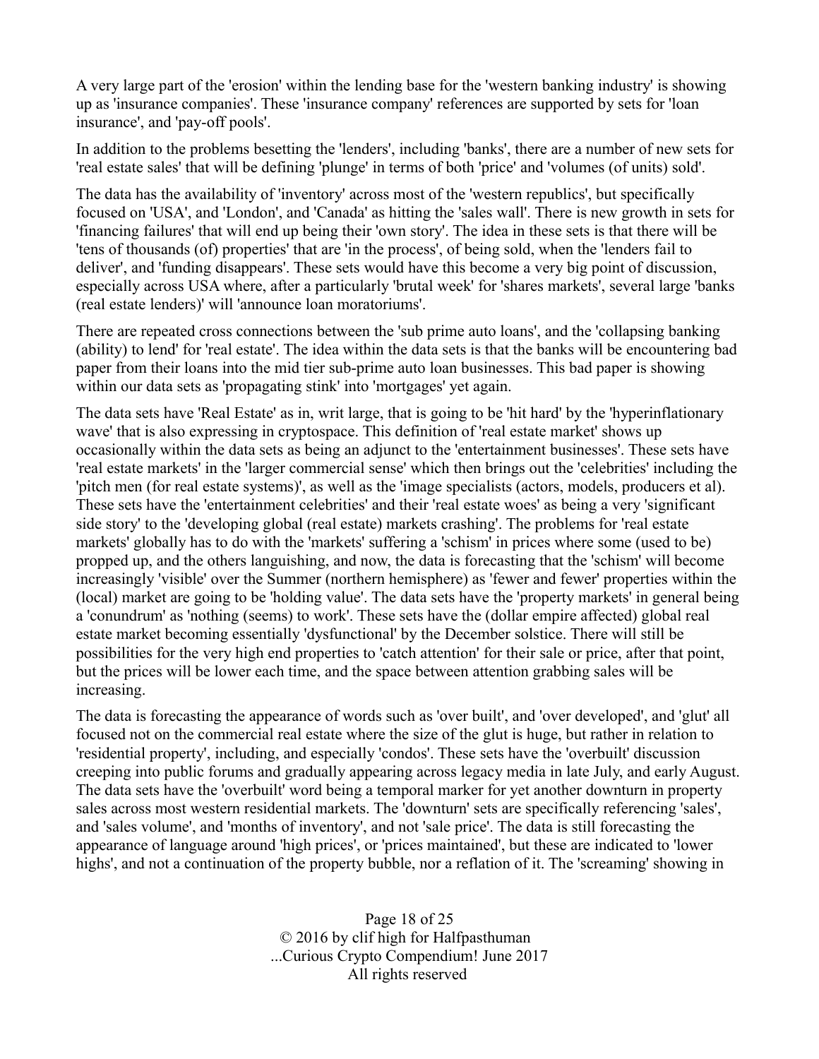A very large part of the 'erosion' within the lending base for the 'western banking industry' is showing up as 'insurance companies'. These 'insurance company' references are supported by sets for 'loan insurance', and 'pay-off pools'.

In addition to the problems besetting the 'lenders', including 'banks', there are a number of new sets for 'real estate sales' that will be defining 'plunge' in terms of both 'price' and 'volumes (of units) sold'.

The data has the availability of 'inventory' across most of the 'western republics', but specifically focused on 'USA', and 'London', and 'Canada' as hitting the 'sales wall'. There is new growth in sets for 'financing failures' that will end up being their 'own story'. The idea in these sets is that there will be 'tens of thousands (of) properties' that are 'in the process', of being sold, when the 'lenders fail to deliver', and 'funding disappears'. These sets would have this become a very big point of discussion, especially across USA where, after a particularly 'brutal week' for 'shares markets', several large 'banks (real estate lenders)' will 'announce loan moratoriums'.

There are repeated cross connections between the 'sub prime auto loans', and the 'collapsing banking (ability) to lend' for 'real estate'. The idea within the data sets is that the banks will be encountering bad paper from their loans into the mid tier sub-prime auto loan businesses. This bad paper is showing within our data sets as 'propagating stink' into 'mortgages' yet again.

The data sets have 'Real Estate' as in, writ large, that is going to be 'hit hard' by the 'hyperinflationary wave' that is also expressing in cryptospace. This definition of 'real estate market' shows up occasionally within the data sets as being an adjunct to the 'entertainment businesses'. These sets have 'real estate markets' in the 'larger commercial sense' which then brings out the 'celebrities' including the 'pitch men (for real estate systems)', as well as the 'image specialists (actors, models, producers et al). These sets have the 'entertainment celebrities' and their 'real estate woes' as being a very 'significant side story' to the 'developing global (real estate) markets crashing'. The problems for 'real estate markets' globally has to do with the 'markets' suffering a 'schism' in prices where some (used to be) propped up, and the others languishing, and now, the data is forecasting that the 'schism' will become increasingly 'visible' over the Summer (northern hemisphere) as 'fewer and fewer' properties within the (local) market are going to be 'holding value'. The data sets have the 'property markets' in general being a 'conundrum' as 'nothing (seems) to work'. These sets have the (dollar empire affected) global real estate market becoming essentially 'dysfunctional' by the December solstice. There will still be possibilities for the very high end properties to 'catch attention' for their sale or price, after that point, but the prices will be lower each time, and the space between attention grabbing sales will be increasing.

The data is forecasting the appearance of words such as 'over built', and 'over developed', and 'glut' all focused not on the commercial real estate where the size of the glut is huge, but rather in relation to 'residential property', including, and especially 'condos'. These sets have the 'overbuilt' discussion creeping into public forums and gradually appearing across legacy media in late July, and early August. The data sets have the 'overbuilt' word being a temporal marker for yet another downturn in property sales across most western residential markets. The 'downturn' sets are specifically referencing 'sales', and 'sales volume', and 'months of inventory', and not 'sale price'. The data is still forecasting the appearance of language around 'high prices', or 'prices maintained', but these are indicated to 'lower highs', and not a continuation of the property bubble, nor a reflation of it. The 'screaming' showing in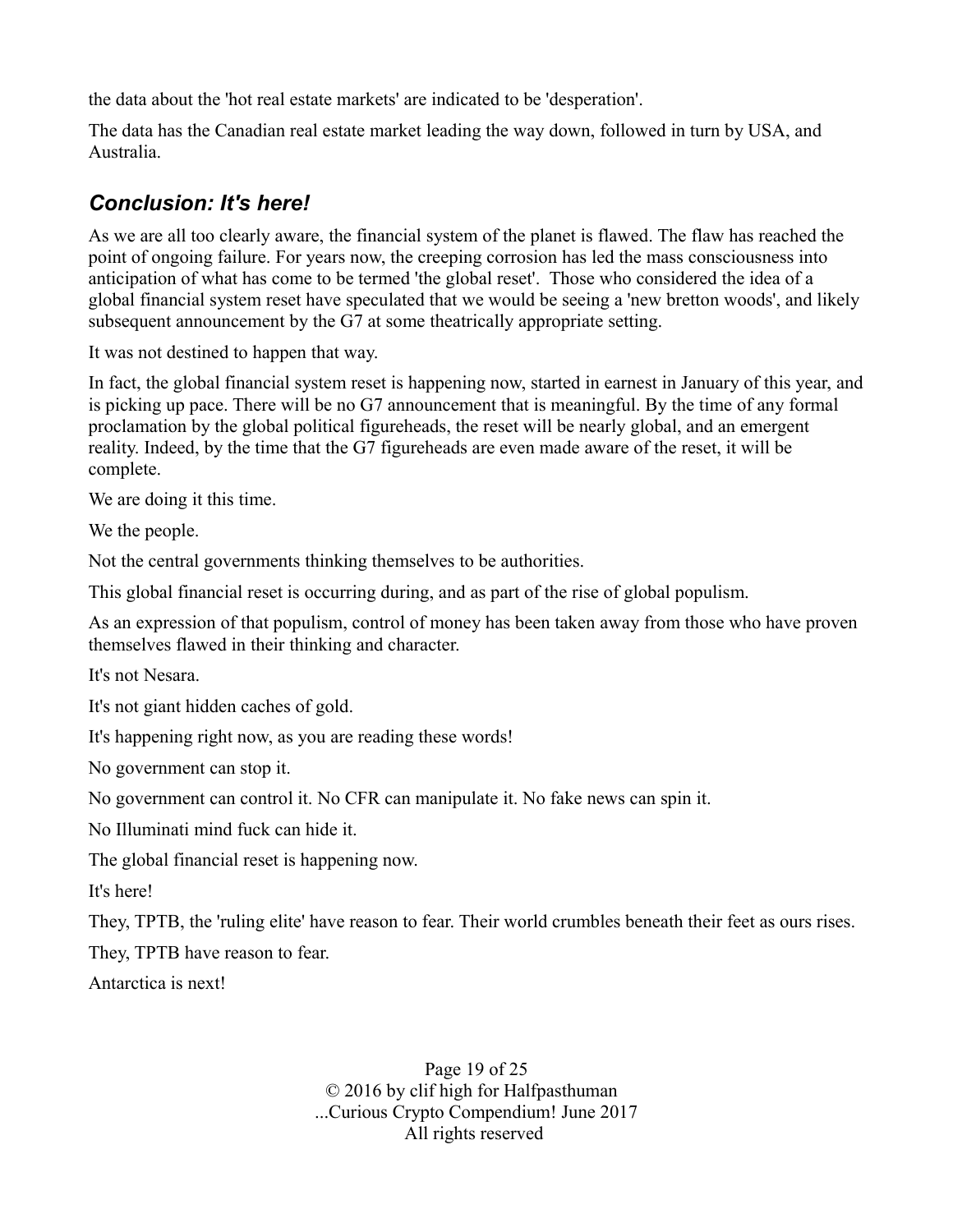the data about the 'hot real estate markets' are indicated to be 'desperation'.

The data has the Canadian real estate market leading the way down, followed in turn by USA, and Australia.

## *Conclusion: It's here!*

As we are all too clearly aware, the financial system of the planet is flawed. The flaw has reached the point of ongoing failure. For years now, the creeping corrosion has led the mass consciousness into anticipation of what has come to be termed 'the global reset'. Those who considered the idea of a global financial system reset have speculated that we would be seeing a 'new bretton woods', and likely subsequent announcement by the G7 at some theatrically appropriate setting.

It was not destined to happen that way.

In fact, the global financial system reset is happening now, started in earnest in January of this year, and is picking up pace. There will be no G7 announcement that is meaningful. By the time of any formal proclamation by the global political figureheads, the reset will be nearly global, and an emergent reality. Indeed, by the time that the G7 figureheads are even made aware of the reset, it will be complete.

We are doing it this time.

We the people.

Not the central governments thinking themselves to be authorities.

This global financial reset is occurring during, and as part of the rise of global populism.

As an expression of that populism, control of money has been taken away from those who have proven themselves flawed in their thinking and character.

It's not Nesara.

It's not giant hidden caches of gold.

It's happening right now, as you are reading these words!

No government can stop it.

No government can control it. No CFR can manipulate it. No fake news can spin it.

No Illuminati mind fuck can hide it.

The global financial reset is happening now.

It's here!

They, TPTB, the 'ruling elite' have reason to fear. Their world crumbles beneath their feet as ours rises.

They, TPTB have reason to fear.

Antarctica is next!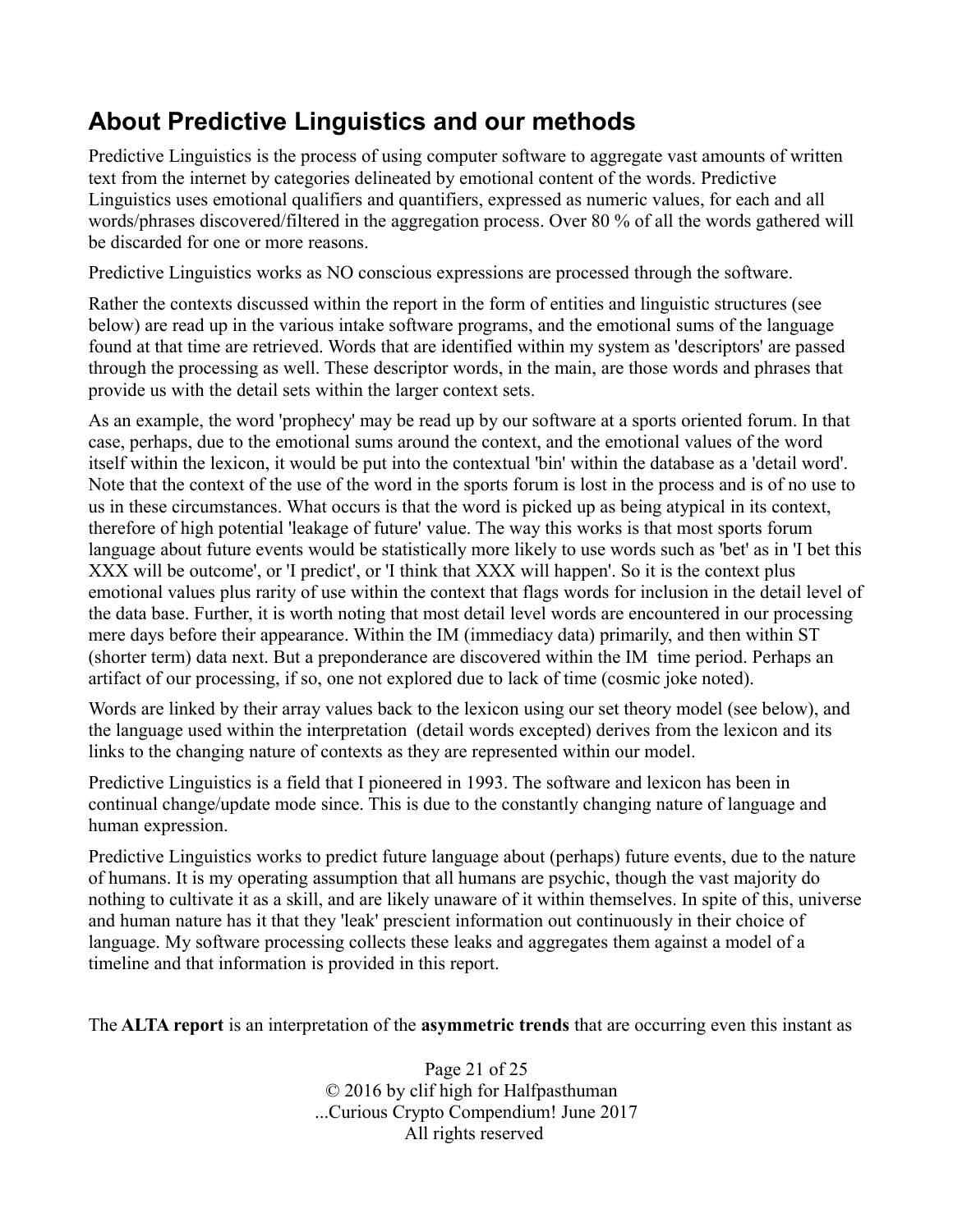## About Predictive Linguistics and our methods

Predictive Linguistics is the process of using computer software to aggregate vast amounts of written text from the internet by categories delineated by emotional content of the words. Predictive Linguistics uses emotional qualifiers and quantifiers, expressed as numeric values, for each and all words/phrases discovered/filtered in the aggregation process. Over 80 % of all the words gathered will be discarded for one or more reasons.

Predictive Linguistics works as NO conscious expressions are processed through the software.

Rather the contexts discussed within the report in the form of entities and linguistic structures (see below) are read up in the various intake software programs, and the emotional sums of the language found at that time are retrieved. Words that are identified within my system as 'descriptors' are passed through the processing as well. These descriptor words, in the main, are those words and phrases that provide us with the detail sets within the larger context sets.

As an example, the word 'prophecy' may be read up by our software at a sports oriented forum. In that case, perhaps, due to the emotional sums around the context, and the emotional values of the word itself within the lexicon, it would be put into the contextual 'bin' within the database as a 'detail word'. Note that the context of the use of the word in the sports forum is lost in the process and is of no use to us in these circumstances. What occurs is that the word is picked up as being atypical in its context, therefore of high potential 'leakage of future' value. The way this works is that most sports forum language about future events would be statistically more likely to use words such as 'bet' as in 'I bet this XXX will be outcome', or 'I predict', or 'I think that XXX will happen'. So it is the context plus emotional values plus rarity of use within the context that flags words for inclusion in the detail level of the data base. Further, it is worth noting that most detail level words are encountered in our processing mere days before their appearance. Within the IM (immediacy data) primarily, and then within ST (shorter term) data next. But a preponderance are discovered within the IM time period. Perhaps an artifact of our processing, if so, one not explored due to lack of time (cosmic joke noted).

Words are linked by their array values back to the lexicon using our set theory model (see below), and the language used within the interpretation (detail words excepted) derives from the lexicon and its links to the changing nature of contexts as they are represented within our model.

Predictive Linguistics is a field that I pioneered in 1993. The software and lexicon has been in continual change/update mode since. This is due to the constantly changing nature of language and human expression.

Predictive Linguistics works to predict future language about (perhaps) future events, due to the nature of humans. It is my operating assumption that all humans are psychic, though the vast majority do nothing to cultivate it as a skill, and are likely unaware of it within themselves. In spite of this, universe and human nature has it that they 'leak' prescient information out continuously in their choice of language. My software processing collects these leaks and aggregates them against a model of a timeline and that information is provided in this report.

The **ALTA report** is an interpretation of the **asymmetric trends** that are occurring even this instant as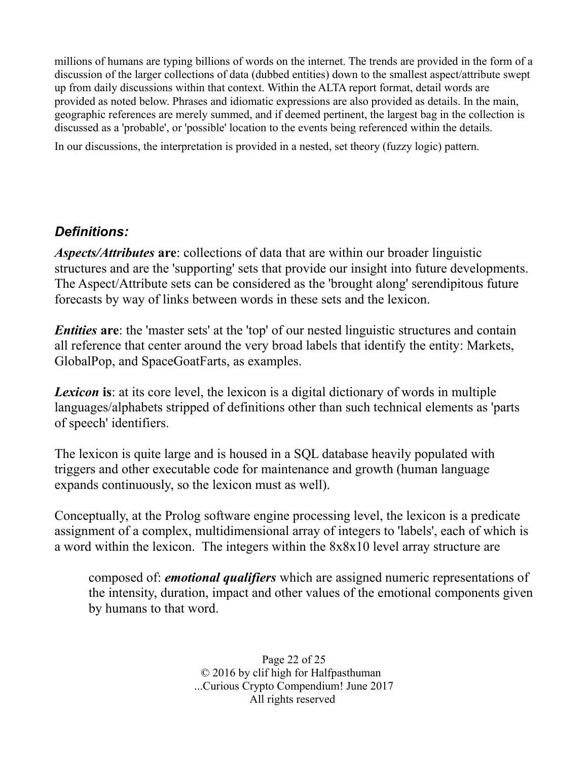millions of humans are typing billions of words on the internet. The trends are provided in the form of a discussion of the larger collections of data (dubbed entities) down to the smallest aspect/attribute swept up from daily discussions within that context. Within the ALTA report format, detail words are provided as noted below. Phrases and idiomatic expressions are also provided as details. In the main, geographic references are merely summed, and if deemed pertinent, the largest bag in the collection is discussed as a 'probable', or 'possible' location to the events being referenced within the details.

In our discussions, the interpretation is provided in a nested, set theory (fuzzy logic) pattern.

## *Definitions:*

***Aspects/Attributes* are**: collections of data that are within our broader linguistic structures and are the 'supporting' sets that provide our insight into future developments. The Aspect/Attribute sets can be considered as the 'brought along' serendipitous future forecasts by way of links between words in these sets and the lexicon.

***Entities* are**: the 'master sets' at the 'top' of our nested linguistic structures and contain all reference that center around the very broad labels that identify the entity: Markets, GlobalPop, and SpaceGoatFarts, as examples.

***Lexicon* is**: at its core level, the lexicon is a digital dictionary of words in multiple languages/alphabets stripped of definitions other than such technical elements as 'parts of speech' identifiers.

The lexicon is quite large and is housed in a SQL database heavily populated with triggers and other executable code for maintenance and growth (human language expands continuously, so the lexicon must as well).

Conceptually, at the Prolog software engine processing level, the lexicon is a predicate assignment of a complex, multidimensional array of integers to 'labels', each of which is a word within the lexicon. The integers within the 8x8x10 level array structure are

> composed of: ***emotional qualifiers*** which are assigned numeric representations of the intensity, duration, impact and other values of the emotional components given by humans to that word.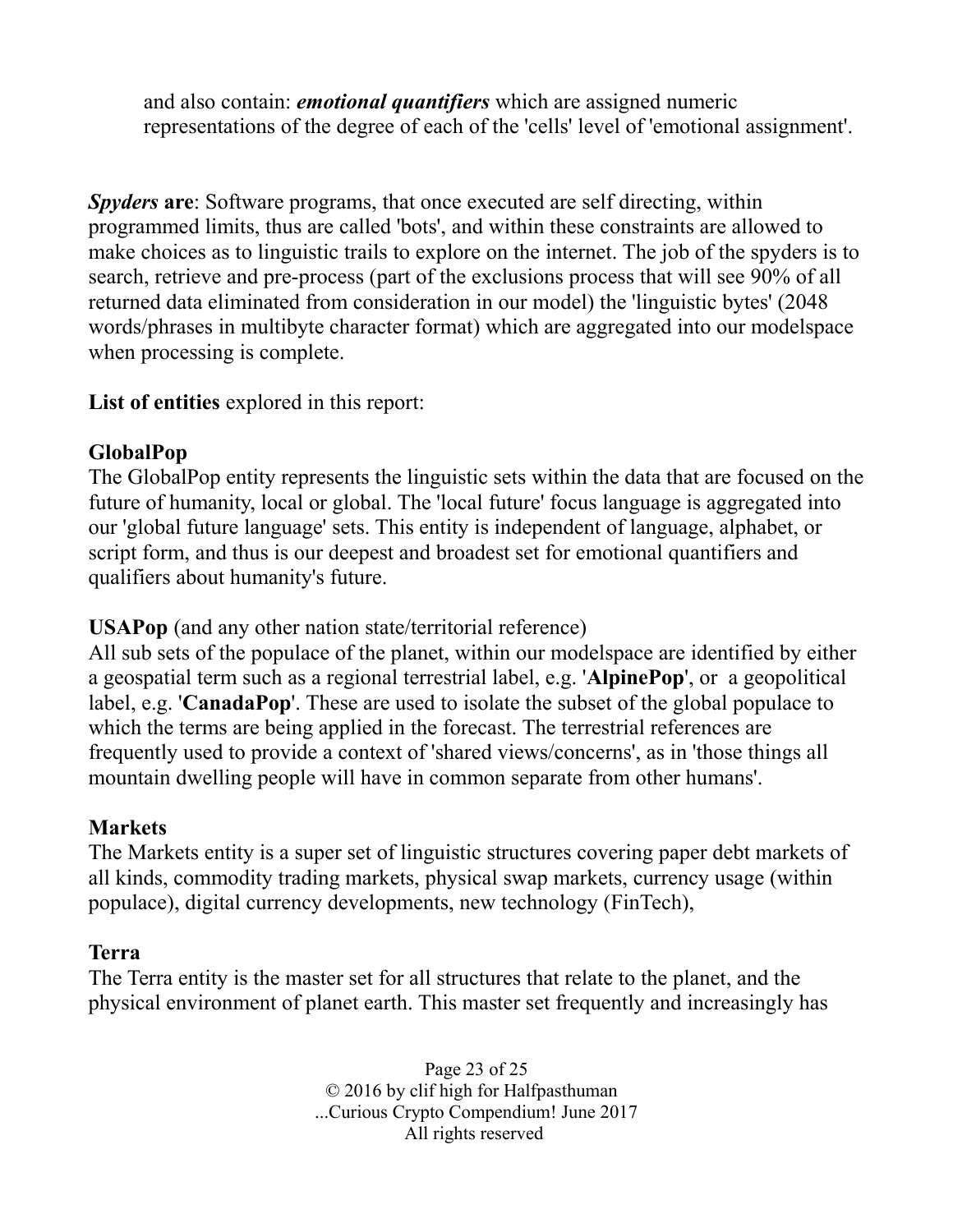and also contain: ***emotional quantifiers*** which are assigned numeric representations of the degree of each of the 'cells' level of 'emotional assignment'.

***Spyders* are**: Software programs, that once executed are self directing, within programmed limits, thus are called 'bots', and within these constraints are allowed to make choices as to linguistic trails to explore on the internet. The job of the spyders is to search, retrieve and pre-process (part of the exclusions process that will see 90% of all returned data eliminated from consideration in our model) the 'linguistic bytes' (2048 words/phrases in multibyte character format) which are aggregated into our modelspace when processing is complete.

**List of entities** explored in this report:

**GlobalPop**
The GlobalPop entity represents the linguistic sets within the data that are focused on the future of humanity, local or global. The 'local future' focus language is aggregated into our 'global future language' sets. This entity is independent of language, alphabet, or script form, and thus is our deepest and broadest set for emotional quantifiers and qualifiers about humanity's future.

**USAPop** (and any other nation state/territorial reference)
All sub sets of the populace of the planet, within our modelspace are identified by either a geospatial term such as a regional terrestrial label, e.g. '**AlpinePop**', or a geopolitical label, e.g. '**CanadaPop**'. These are used to isolate the subset of the global populace to which the terms are being applied in the forecast. The terrestrial references are frequently used to provide a context of 'shared views/concerns', as in 'those things all mountain dwelling people will have in common separate from other humans'.

**Markets**
The Markets entity is a super set of linguistic structures covering paper debt markets of all kinds, commodity trading markets, physical swap markets, currency usage (within populace), digital currency developments, new technology (FinTech),

**Terra**
The Terra entity is the master set for all structures that relate to the planet, and the physical environment of planet earth. This master set frequently and increasingly has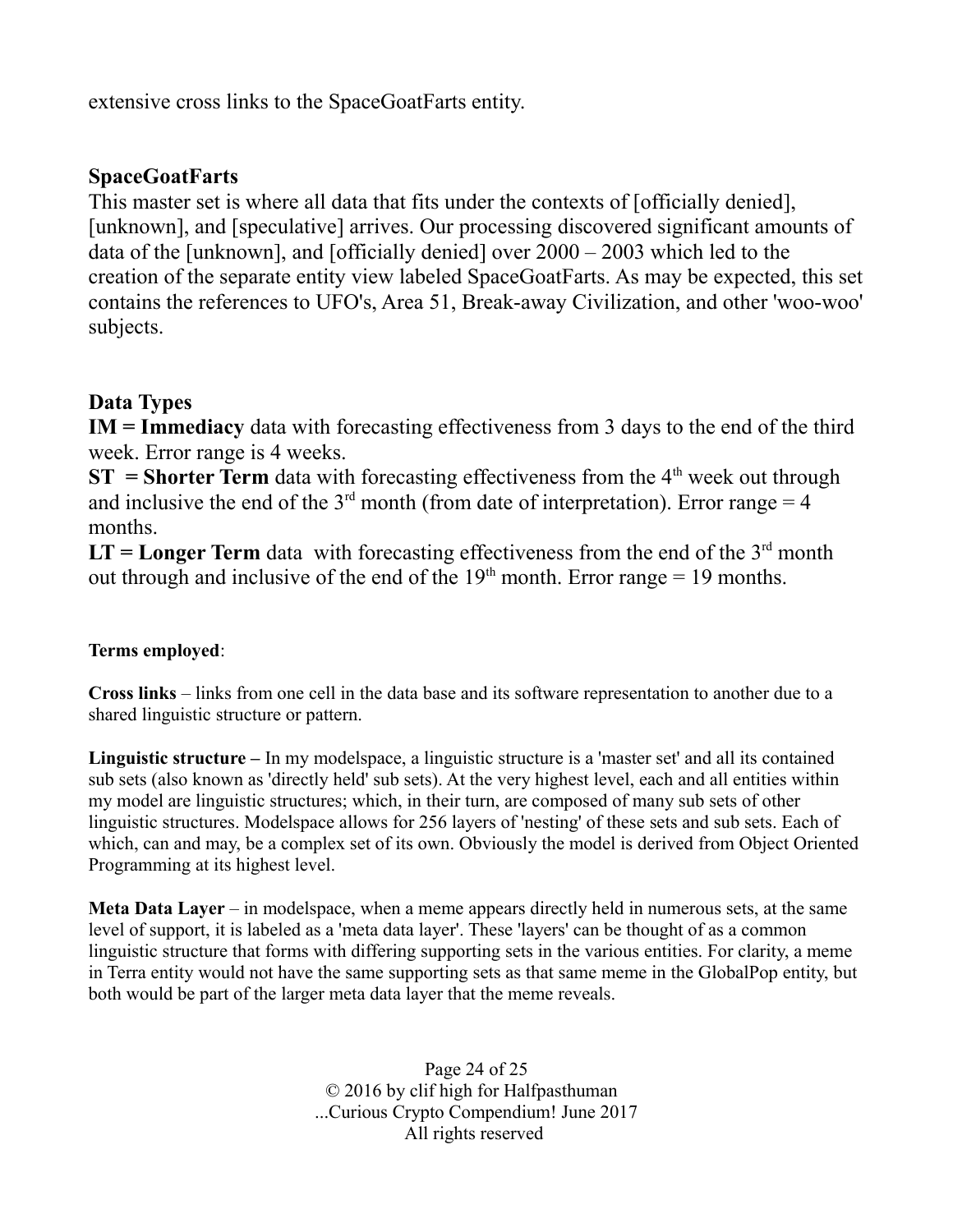extensive cross links to the SpaceGoatFarts entity.

### SpaceGoatFarts

This master set is where all data that fits under the contexts of [officially denied], [unknown], and [speculative] arrives. Our processing discovered significant amounts of data of the [unknown], and [officially denied] over 2000 – 2003 which led to the creation of the separate entity view labeled SpaceGoatFarts. As may be expected, this set contains the references to UFO's, Area 51, Break-away Civilization, and other 'woo-woo' subjects.

### Data Types

**IM = Immediacy** data with forecasting effectiveness from 3 days to the end of the third week. Error range is 4 weeks.

**ST = Shorter Term** data with forecasting effectiveness from the 4th week out through and inclusive the end of the 3rd month (from date of interpretation). Error range = 4 months.

**LT = Longer Term** data with forecasting effectiveness from the end of the 3rd month out through and inclusive of the end of the 19th month. Error range = 19 months.

**Terms employed**:

**Cross links** – links from one cell in the data base and its software representation to another due to a shared linguistic structure or pattern.

**Linguistic structure –** In my modelspace, a linguistic structure is a 'master set' and all its contained sub sets (also known as 'directly held' sub sets). At the very highest level, each and all entities within my model are linguistic structures; which, in their turn, are composed of many sub sets of other linguistic structures. Modelspace allows for 256 layers of 'nesting' of these sets and sub sets. Each of which, can and may, be a complex set of its own. Obviously the model is derived from Object Oriented Programming at its highest level.

**Meta Data Layer** – in modelspace, when a meme appears directly held in numerous sets, at the same level of support, it is labeled as a 'meta data layer'. These 'layers' can be thought of as a common linguistic structure that forms with differing supporting sets in the various entities. For clarity, a meme in Terra entity would not have the same supporting sets as that same meme in the GlobalPop entity, but both would be part of the larger meta data layer that the meme reveals.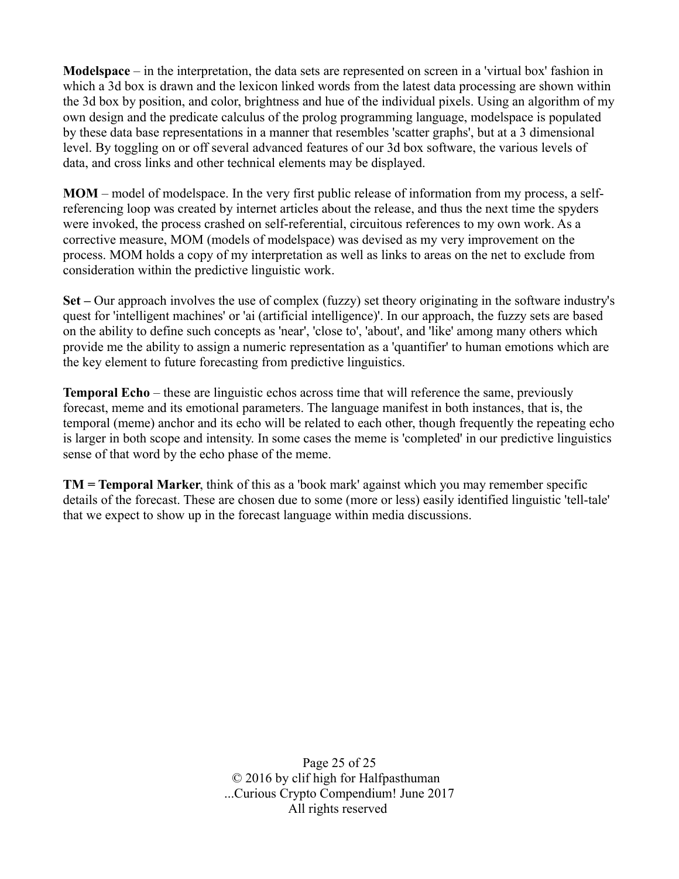**Modelspace** – in the interpretation, the data sets are represented on screen in a 'virtual box' fashion in which a 3d box is drawn and the lexicon linked words from the latest data processing are shown within the 3d box by position, and color, brightness and hue of the individual pixels. Using an algorithm of my own design and the predicate calculus of the prolog programming language, modelspace is populated by these data base representations in a manner that resembles 'scatter graphs', but at a 3 dimensional level. By toggling on or off several advanced features of our 3d box software, the various levels of data, and cross links and other technical elements may be displayed.

**MOM** – model of modelspace. In the very first public release of information from my process, a self-referencing loop was created by internet articles about the release, and thus the next time the spyders were invoked, the process crashed on self-referential, circuitous references to my own work. As a corrective measure, MOM (models of modelspace) was devised as my very improvement on the process. MOM holds a copy of my interpretation as well as links to areas on the net to exclude from consideration within the predictive linguistic work.

**Set –** Our approach involves the use of complex (fuzzy) set theory originating in the software industry's quest for 'intelligent machines' or 'ai (artificial intelligence)'. In our approach, the fuzzy sets are based on the ability to define such concepts as 'near', 'close to', 'about', and 'like' among many others which provide me the ability to assign a numeric representation as a 'quantifier' to human emotions which are the key element to future forecasting from predictive linguistics.

**Temporal Echo** – these are linguistic echos across time that will reference the same, previously forecast, meme and its emotional parameters. The language manifest in both instances, that is, the temporal (meme) anchor and its echo will be related to each other, though frequently the repeating echo is larger in both scope and intensity. In some cases the meme is 'completed' in our predictive linguistics sense of that word by the echo phase of the meme.

**TM = Temporal Marker**, think of this as a 'book mark' against which you may remember specific details of the forecast. These are chosen due to some (more or less) easily identified linguistic 'tell-tale' that we expect to show up in the forecast language within media discussions.